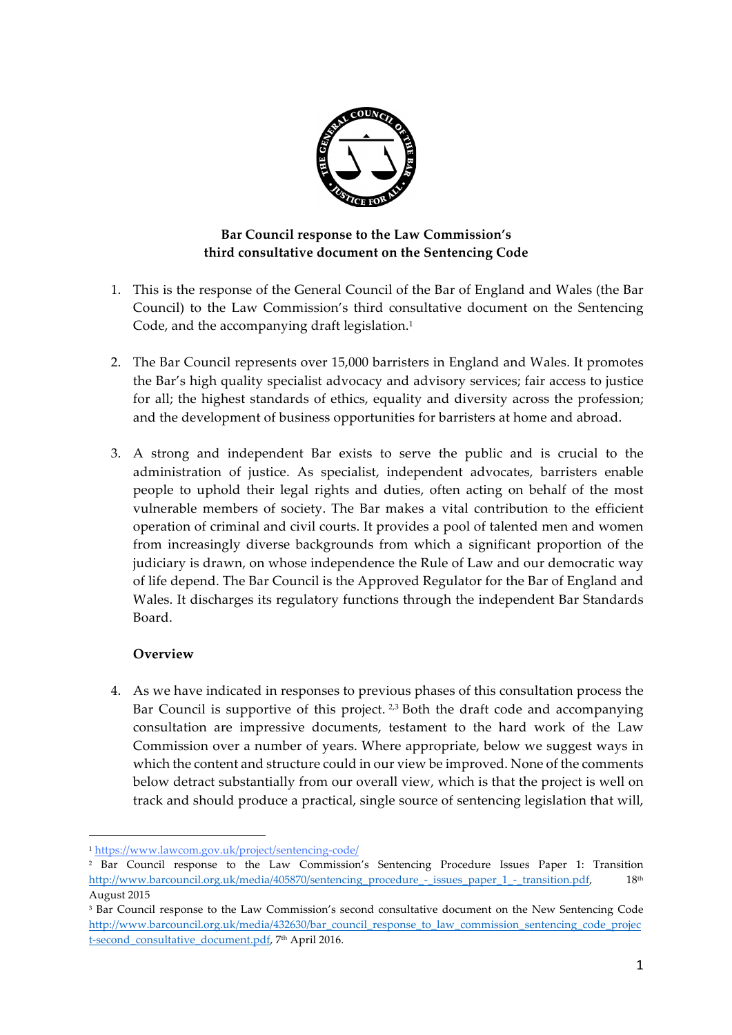**Bar Council response to the Law Commission's third consultative document on the Sentencing Code**

1. This is the response of the General Council of the Bar of England and Wales (the Bar Council) to the Law Commission's third consultative document on the Sentencing Code, and the accompanying draft legislation.[1]

2. The Bar Council represents over 15,000 barristers in England and Wales. It promotes the Bar's high quality specialist advocacy and advisory services; fair access to justice for all; the highest standards of ethics, equality and diversity across the profession; and the development of business opportunities for barristers at home and abroad.

3. A strong and independent Bar exists to serve the public and is crucial to the administration of justice. As specialist, independent advocates, barristers enable people to uphold their legal rights and duties, often acting on behalf of the most vulnerable members of society. The Bar makes a vital contribution to the efficient operation of criminal and civil courts. It provides a pool of talented men and women from increasingly diverse backgrounds from which a significant proportion of the judiciary is drawn, on whose independence the Rule of Law and our democratic way of life depend. The Bar Council is the Approved Regulator for the Bar of England and Wales. It discharges its regulatory functions through the independent Bar Standards Board.

**Overview**

4. As we have indicated in responses to previous phases of this consultation process the Bar Council is supportive of this project. [2,3] Both the draft code and accompanying consultation are impressive documents, testament to the hard work of the Law Commission over a number of years. Where appropriate, below we suggest ways in which the content and structure could in our view be improved. None of the comments below detract substantially from our overall view, which is that the project is well on track and should produce a practical, single source of sentencing legislation that will,

---

[1] https://www.lawcom.gov.uk/project/sentencing-code/

[2] Bar Council response to the Law Commission's Sentencing Procedure Issues Paper 1: Transition http://www.barcouncil.org.uk/media/405870/sentencing_procedure_-_issues_paper_1_-_transition.pdf, 18th August 2015

[3] Bar Council response to the Law Commission's second consultative document on the New Sentencing Code http://www.barcouncil.org.uk/media/432630/bar_council_response_to_law_commission_sentencing_code_project-second_consultative_document.pdf, 7th April 2016.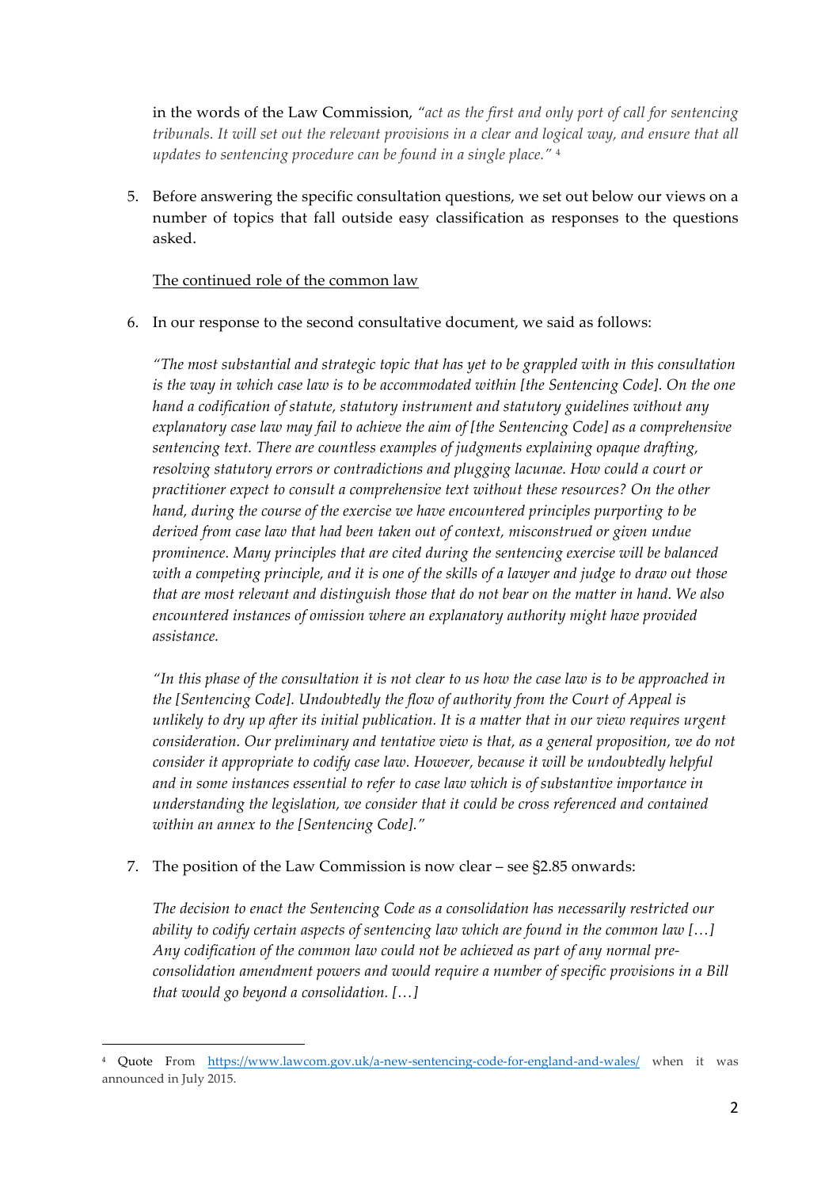in the words of the Law Commission, *"act as the first and only port of call for sentencing tribunals. It will set out the relevant provisions in a clear and logical way, and ensure that all updates to sentencing procedure can be found in a single place."* [4]

5. Before answering the specific consultation questions, we set out below our views on a number of topics that fall outside easy classification as responses to the questions asked.

<u>The continued role of the common law</u>

6. In our response to the second consultative document, we said as follows:

   *"The most substantial and strategic topic that has yet to be grappled with in this consultation is the way in which case law is to be accommodated within [the Sentencing Code]. On the one hand a codification of statute, statutory instrument and statutory guidelines without any explanatory case law may fail to achieve the aim of [the Sentencing Code] as a comprehensive sentencing text. There are countless examples of judgments explaining opaque drafting, resolving statutory errors or contradictions and plugging lacunae. How could a court or practitioner expect to consult a comprehensive text without these resources? On the other hand, during the course of the exercise we have encountered principles purporting to be derived from case law that had been taken out of context, misconstrued or given undue prominence. Many principles that are cited during the sentencing exercise will be balanced with a competing principle, and it is one of the skills of a lawyer and judge to draw out those that are most relevant and distinguish those that do not bear on the matter in hand. We also encountered instances of omission where an explanatory authority might have provided assistance.*

   *"In this phase of the consultation it is not clear to us how the case law is to be approached in the [Sentencing Code]. Undoubtedly the flow of authority from the Court of Appeal is unlikely to dry up after its initial publication. It is a matter that in our view requires urgent consideration. Our preliminary and tentative view is that, as a general proposition, we do not consider it appropriate to codify case law. However, because it will be undoubtedly helpful and in some instances essential to refer to case law which is of substantive importance in understanding the legislation, we consider that it could be cross referenced and contained within an annex to the [Sentencing Code]."*

7. The position of the Law Commission is now clear – see §2.85 onwards:

   *The decision to enact the Sentencing Code as a consolidation has necessarily restricted our ability to codify certain aspects of sentencing law which are found in the common law […] Any codification of the common law could not be achieved as part of any normal pre-consolidation amendment powers and would require a number of specific provisions in a Bill that would go beyond a consolidation. […]*

---

[4] Quote From https://www.lawcom.gov.uk/a-new-sentencing-code-for-england-and-wales/ when it was announced in July 2015.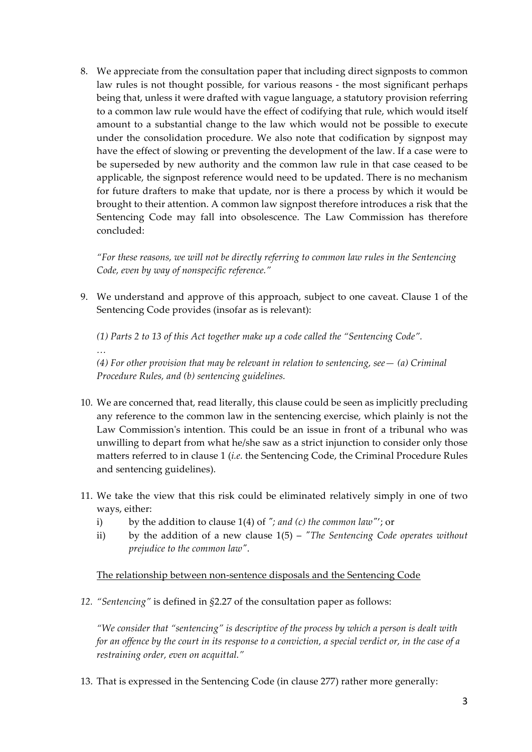8. We appreciate from the consultation paper that including direct signposts to common law rules is not thought possible, for various reasons - the most significant perhaps being that, unless it were drafted with vague language, a statutory provision referring to a common law rule would have the effect of codifying that rule, which would itself amount to a substantial change to the law which would not be possible to execute under the consolidation procedure. We also note that codification by signpost may have the effect of slowing or preventing the development of the law. If a case were to be superseded by new authority and the common law rule in that case ceased to be applicable, the signpost reference would need to be updated. There is no mechanism for future drafters to make that update, nor is there a process by which it would be brought to their attention. A common law signpost therefore introduces a risk that the Sentencing Code may fall into obsolescence. The Law Commission has therefore concluded:

   *"For these reasons, we will not be directly referring to common law rules in the Sentencing Code, even by way of nonspecific reference."*

9. We understand and approve of this approach, subject to one caveat. Clause 1 of the Sentencing Code provides (insofar as is relevant):

   *(1) Parts 2 to 13 of this Act together make up a code called the "Sentencing Code".*

   …

   *(4) For other provision that may be relevant in relation to sentencing, see— (a) Criminal Procedure Rules, and (b) sentencing guidelines.*

10. We are concerned that, read literally, this clause could be seen as implicitly precluding any reference to the common law in the sentencing exercise, which plainly is not the Law Commission's intention. This could be an issue in front of a tribunal who was unwilling to depart from what he/she saw as a strict injunction to consider only those matters referred to in clause 1 (*i.e.* the Sentencing Code, the Criminal Procedure Rules and sentencing guidelines).

11. We take the view that this risk could be eliminated relatively simply in one of two ways, either:
    i) by the addition to clause 1(4) of "*; and (c) the common law*"'; or
    ii) by the addition of a new clause 1(5) – "*The Sentencing Code operates without prejudice to the common law*".

<u>The relationship between non-sentence disposals and the Sentencing Code</u>

12. *"Sentencing"* is defined in *§*2.27 of the consultation paper as follows:

    *"We consider that "sentencing" is descriptive of the process by which a person is dealt with for an offence by the court in its response to a conviction, a special verdict or, in the case of a restraining order, even on acquittal."*

13. That is expressed in the Sentencing Code (in clause 277) rather more generally: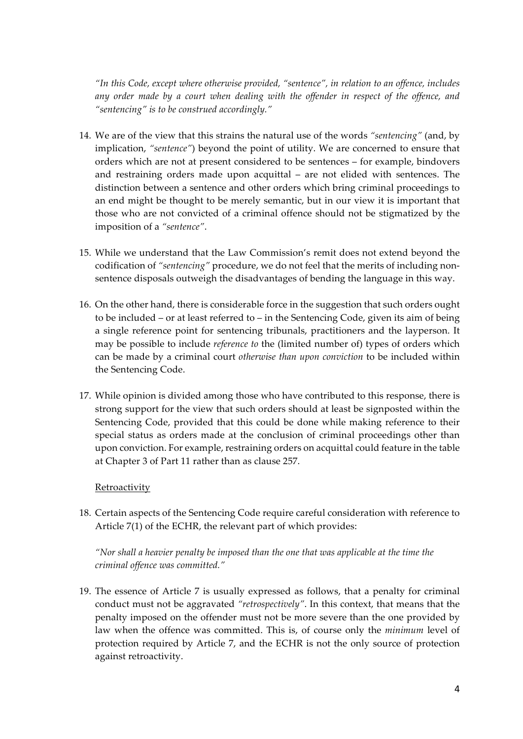*"In this Code, except where otherwise provided, "sentence", in relation to an offence, includes any order made by a court when dealing with the offender in respect of the offence, and "sentencing" is to be construed accordingly."*

14. We are of the view that this strains the natural use of the words *"sentencing"* (and, by implication, *"sentence"*) beyond the point of utility. We are concerned to ensure that orders which are not at present considered to be sentences – for example, bindovers and restraining orders made upon acquittal – are not elided with sentences. The distinction between a sentence and other orders which bring criminal proceedings to an end might be thought to be merely semantic, but in our view it is important that those who are not convicted of a criminal offence should not be stigmatized by the imposition of a *"sentence"*.

15. While we understand that the Law Commission's remit does not extend beyond the codification of *"sentencing"* procedure, we do not feel that the merits of including non-sentence disposals outweigh the disadvantages of bending the language in this way.

16. On the other hand, there is considerable force in the suggestion that such orders ought to be included – or at least referred to – in the Sentencing Code, given its aim of being a single reference point for sentencing tribunals, practitioners and the layperson. It may be possible to include *reference to* the (limited number of) types of orders which can be made by a criminal court *otherwise than upon conviction* to be included within the Sentencing Code.

17. While opinion is divided among those who have contributed to this response, there is strong support for the view that such orders should at least be signposted within the Sentencing Code, provided that this could be done while making reference to their special status as orders made at the conclusion of criminal proceedings other than upon conviction. For example, restraining orders on acquittal could feature in the table at Chapter 3 of Part 11 rather than as clause 257.

Retroactivity

18. Certain aspects of the Sentencing Code require careful consideration with reference to Article 7(1) of the ECHR, the relevant part of which provides:

*"Nor shall a heavier penalty be imposed than the one that was applicable at the time the criminal offence was committed."*

19. The essence of Article 7 is usually expressed as follows, that a penalty for criminal conduct must not be aggravated *"retrospectively"*. In this context, that means that the penalty imposed on the offender must not be more severe than the one provided by law when the offence was committed. This is, of course only the *minimum* level of protection required by Article 7, and the ECHR is not the only source of protection against retroactivity.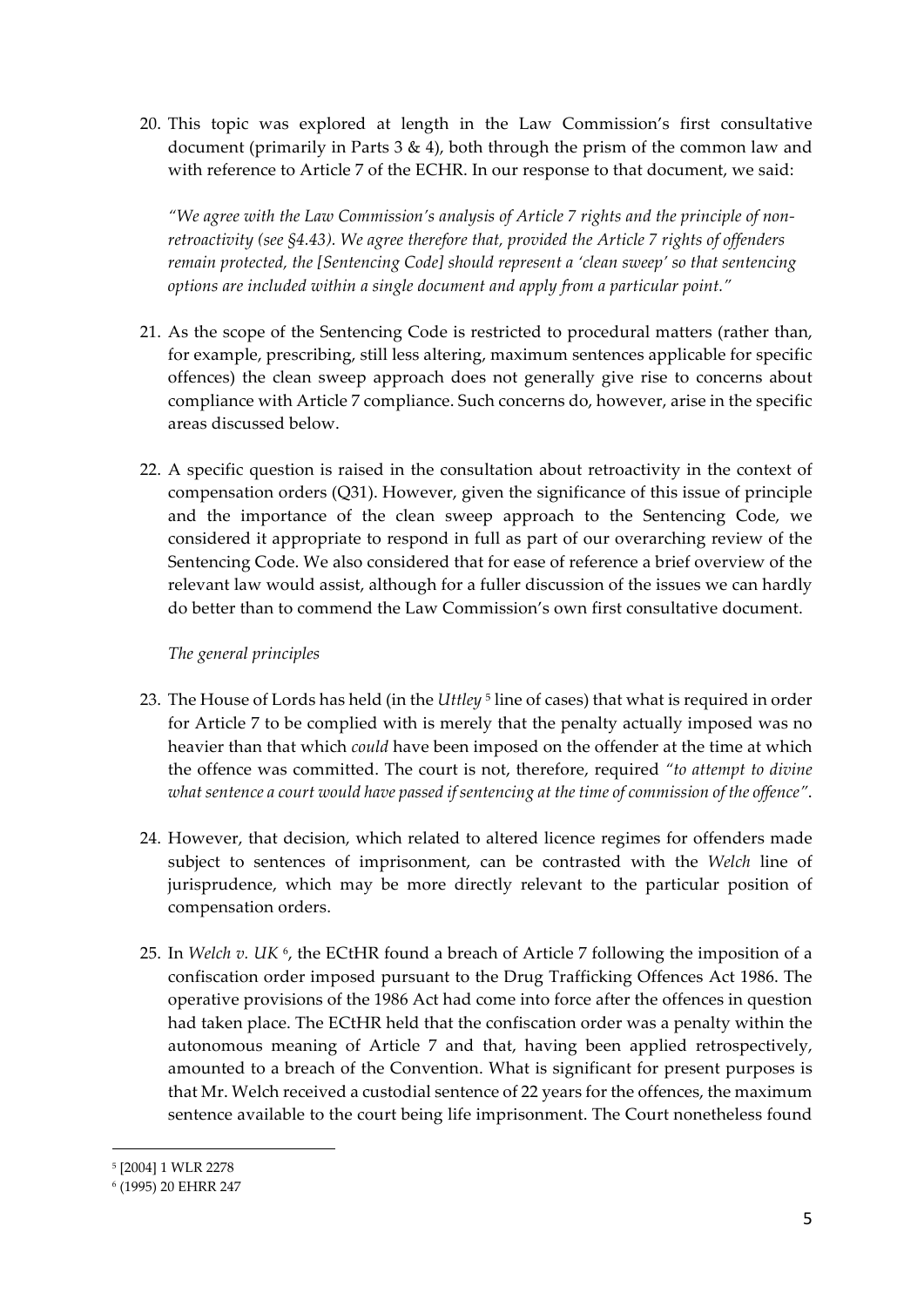20. This topic was explored at length in the Law Commission's first consultative document (primarily in Parts 3 & 4), both through the prism of the common law and with reference to Article 7 of the ECHR. In our response to that document, we said:

    *"We agree with the Law Commission's analysis of Article 7 rights and the principle of non-retroactivity (see §4.43). We agree therefore that, provided the Article 7 rights of offenders remain protected, the [Sentencing Code] should represent a 'clean sweep' so that sentencing options are included within a single document and apply from a particular point."*

21. As the scope of the Sentencing Code is restricted to procedural matters (rather than, for example, prescribing, still less altering, maximum sentences applicable for specific offences) the clean sweep approach does not generally give rise to concerns about compliance with Article 7 compliance. Such concerns do, however, arise in the specific areas discussed below.

22. A specific question is raised in the consultation about retroactivity in the context of compensation orders (Q31). However, given the significance of this issue of principle and the importance of the clean sweep approach to the Sentencing Code, we considered it appropriate to respond in full as part of our overarching review of the Sentencing Code. We also considered that for ease of reference a brief overview of the relevant law would assist, although for a fuller discussion of the issues we can hardly do better than to commend the Law Commission's own first consultative document.

*The general principles*

23. The House of Lords has held (in the *Uttley* [5] line of cases) that what is required in order for Article 7 to be complied with is merely that the penalty actually imposed was no heavier than that which *could* have been imposed on the offender at the time at which the offence was committed. The court is not, therefore, required *"to attempt to divine what sentence a court would have passed if sentencing at the time of commission of the offence"*.

24. However, that decision, which related to altered licence regimes for offenders made subject to sentences of imprisonment, can be contrasted with the *Welch* line of jurisprudence, which may be more directly relevant to the particular position of compensation orders.

25. In *Welch v. UK* [6], the ECtHR found a breach of Article 7 following the imposition of a confiscation order imposed pursuant to the Drug Trafficking Offences Act 1986. The operative provisions of the 1986 Act had come into force after the offences in question had taken place. The ECtHR held that the confiscation order was a penalty within the autonomous meaning of Article 7 and that, having been applied retrospectively, amounted to a breach of the Convention. What is significant for present purposes is that Mr. Welch received a custodial sentence of 22 years for the offences, the maximum sentence available to the court being life imprisonment. The Court nonetheless found

---

[5] [2004] 1 WLR 2278

[6] (1995) 20 EHRR 247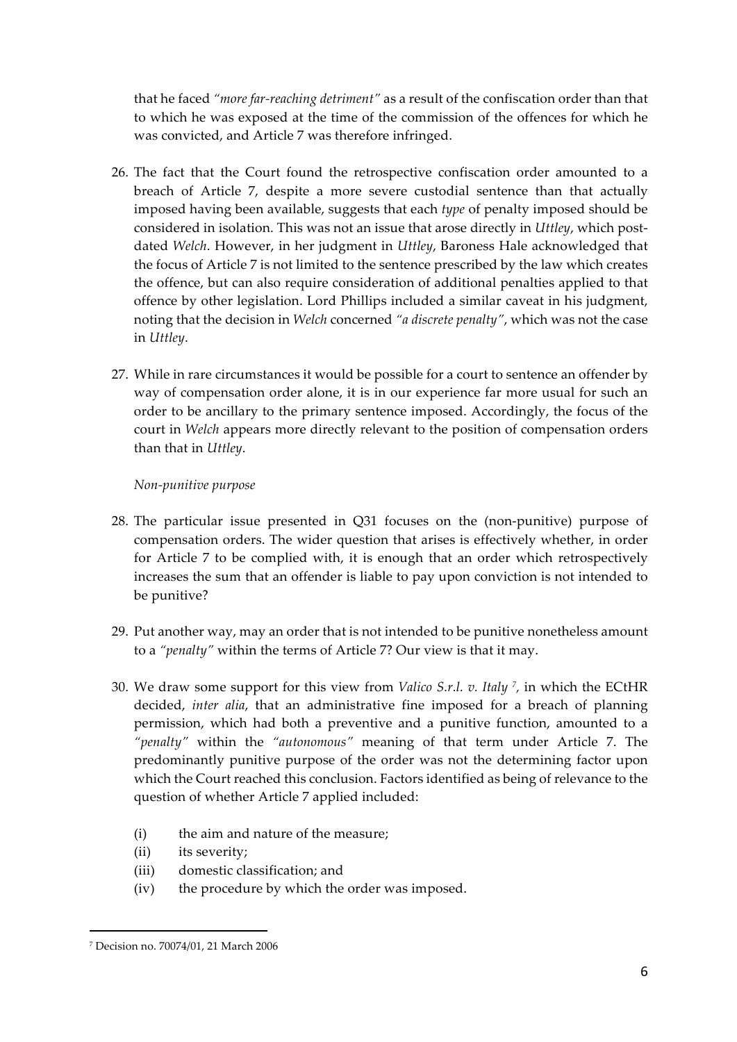that he faced *"more far-reaching detriment"* as a result of the confiscation order than that to which he was exposed at the time of the commission of the offences for which he was convicted, and Article 7 was therefore infringed.

26. The fact that the Court found the retrospective confiscation order amounted to a breach of Article 7, despite a more severe custodial sentence than that actually imposed having been available, suggests that each *type* of penalty imposed should be considered in isolation. This was not an issue that arose directly in *Uttley*, which post-dated *Welch*. However, in her judgment in *Uttley*, Baroness Hale acknowledged that the focus of Article 7 is not limited to the sentence prescribed by the law which creates the offence, but can also require consideration of additional penalties applied to that offence by other legislation. Lord Phillips included a similar caveat in his judgment, noting that the decision in *Welch* concerned *"a discrete penalty"*, which was not the case in *Uttley*.

27. While in rare circumstances it would be possible for a court to sentence an offender by way of compensation order alone, it is in our experience far more usual for such an order to be ancillary to the primary sentence imposed. Accordingly, the focus of the court in *Welch* appears more directly relevant to the position of compensation orders than that in *Uttley*.

*Non-punitive purpose*

28. The particular issue presented in Q31 focuses on the (non-punitive) purpose of compensation orders. The wider question that arises is effectively whether, in order for Article 7 to be complied with, it is enough that an order which retrospectively increases the sum that an offender is liable to pay upon conviction is not intended to be punitive?

29. Put another way, may an order that is not intended to be punitive nonetheless amount to a *"penalty"* within the terms of Article 7? Our view is that it may.

30. We draw some support for this view from *Valico S.r.l. v. Italy* [7], in which the ECtHR decided, *inter alia*, that an administrative fine imposed for a breach of planning permission, which had both a preventive and a punitive function, amounted to a *"penalty"* within the *"autonomous"* meaning of that term under Article 7. The predominantly punitive purpose of the order was not the determining factor upon which the Court reached this conclusion. Factors identified as being of relevance to the question of whether Article 7 applied included:

    (i) the aim and nature of the measure;
    (ii) its severity;
    (iii) domestic classification; and
    (iv) the procedure by which the order was imposed.

[7] Decision no. 70074/01, 21 March 2006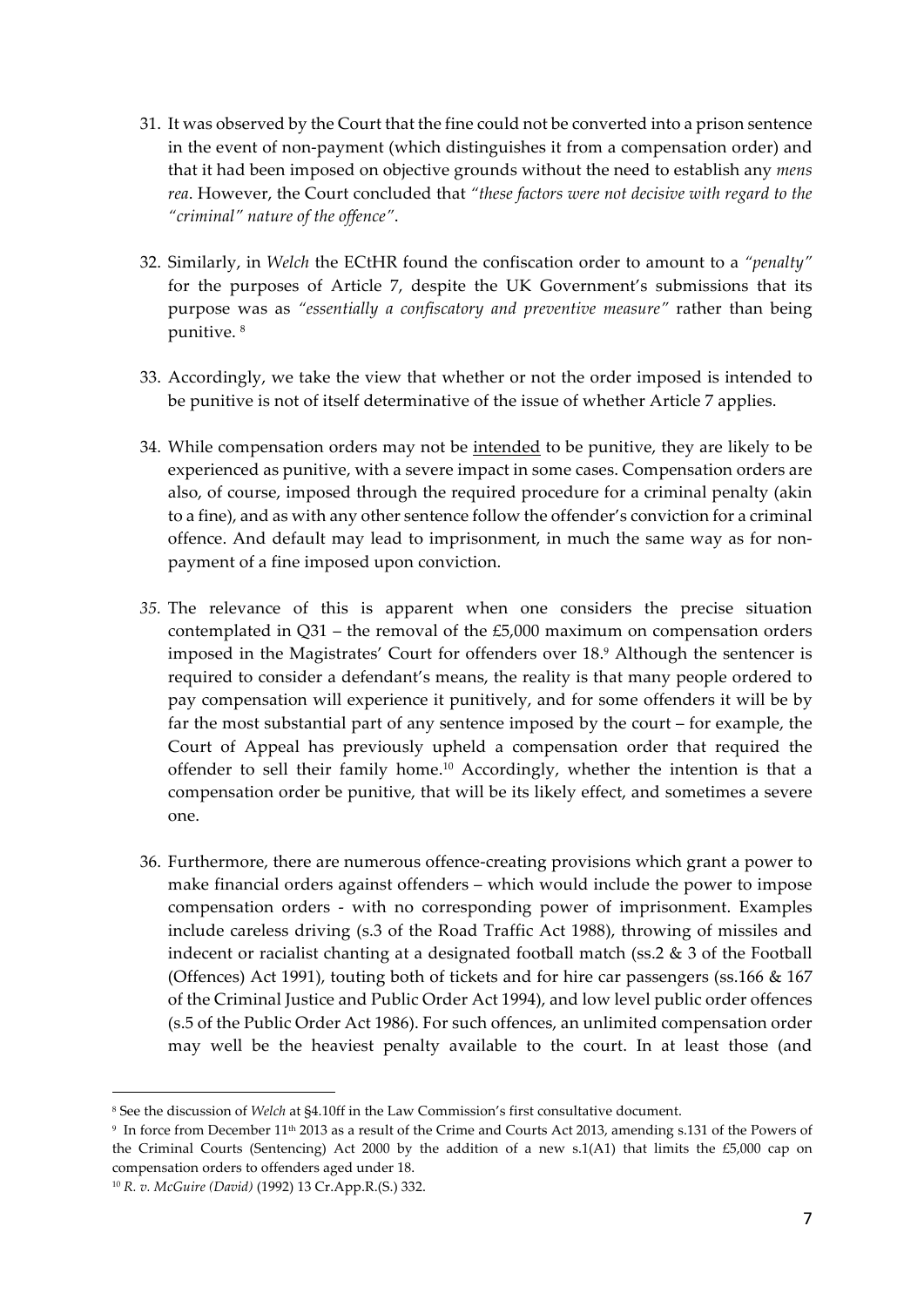31. It was observed by the Court that the fine could not be converted into a prison sentence in the event of non-payment (which distinguishes it from a compensation order) and that it had been imposed on objective grounds without the need to establish any *mens rea*. However, the Court concluded that *"these factors were not decisive with regard to the "criminal" nature of the offence"*.

32. Similarly, in *Welch* the ECtHR found the confiscation order to amount to a *"penalty"* for the purposes of Article 7, despite the UK Government's submissions that its purpose was as *"essentially a confiscatory and preventive measure"* rather than being punitive. [8]

33. Accordingly, we take the view that whether or not the order imposed is intended to be punitive is not of itself determinative of the issue of whether Article 7 applies.

34. While compensation orders may not be <u>intended</u> to be punitive, they are likely to be experienced as punitive, with a severe impact in some cases. Compensation orders are also, of course, imposed through the required procedure for a criminal penalty (akin to a fine), and as with any other sentence follow the offender's conviction for a criminal offence. And default may lead to imprisonment, in much the same way as for non-payment of a fine imposed upon conviction.

35. The relevance of this is apparent when one considers the precise situation contemplated in Q31 – the removal of the £5,000 maximum on compensation orders imposed in the Magistrates' Court for offenders over 18.[9] Although the sentencer is required to consider a defendant's means, the reality is that many people ordered to pay compensation will experience it punitively, and for some offenders it will be by far the most substantial part of any sentence imposed by the court – for example, the Court of Appeal has previously upheld a compensation order that required the offender to sell their family home.[10] Accordingly, whether the intention is that a compensation order be punitive, that will be its likely effect, and sometimes a severe one.

36. Furthermore, there are numerous offence-creating provisions which grant a power to make financial orders against offenders – which would include the power to impose compensation orders - with no corresponding power of imprisonment. Examples include careless driving (s.3 of the Road Traffic Act 1988), throwing of missiles and indecent or racialist chanting at a designated football match (ss.2 & 3 of the Football (Offences) Act 1991), touting both of tickets and for hire car passengers (ss.166 & 167 of the Criminal Justice and Public Order Act 1994), and low level public order offences (s.5 of the Public Order Act 1986). For such offences, an unlimited compensation order may well be the heaviest penalty available to the court. In at least those (and

---

[8] See the discussion of *Welch* at §4.10ff in the Law Commission's first consultative document.

[9] In force from December 11th 2013 as a result of the Crime and Courts Act 2013, amending s.131 of the Powers of the Criminal Courts (Sentencing) Act 2000 by the addition of a new s.1(A1) that limits the £5,000 cap on compensation orders to offenders aged under 18.

[10] *R. v. McGuire (David)* (1992) 13 Cr.App.R.(S.) 332.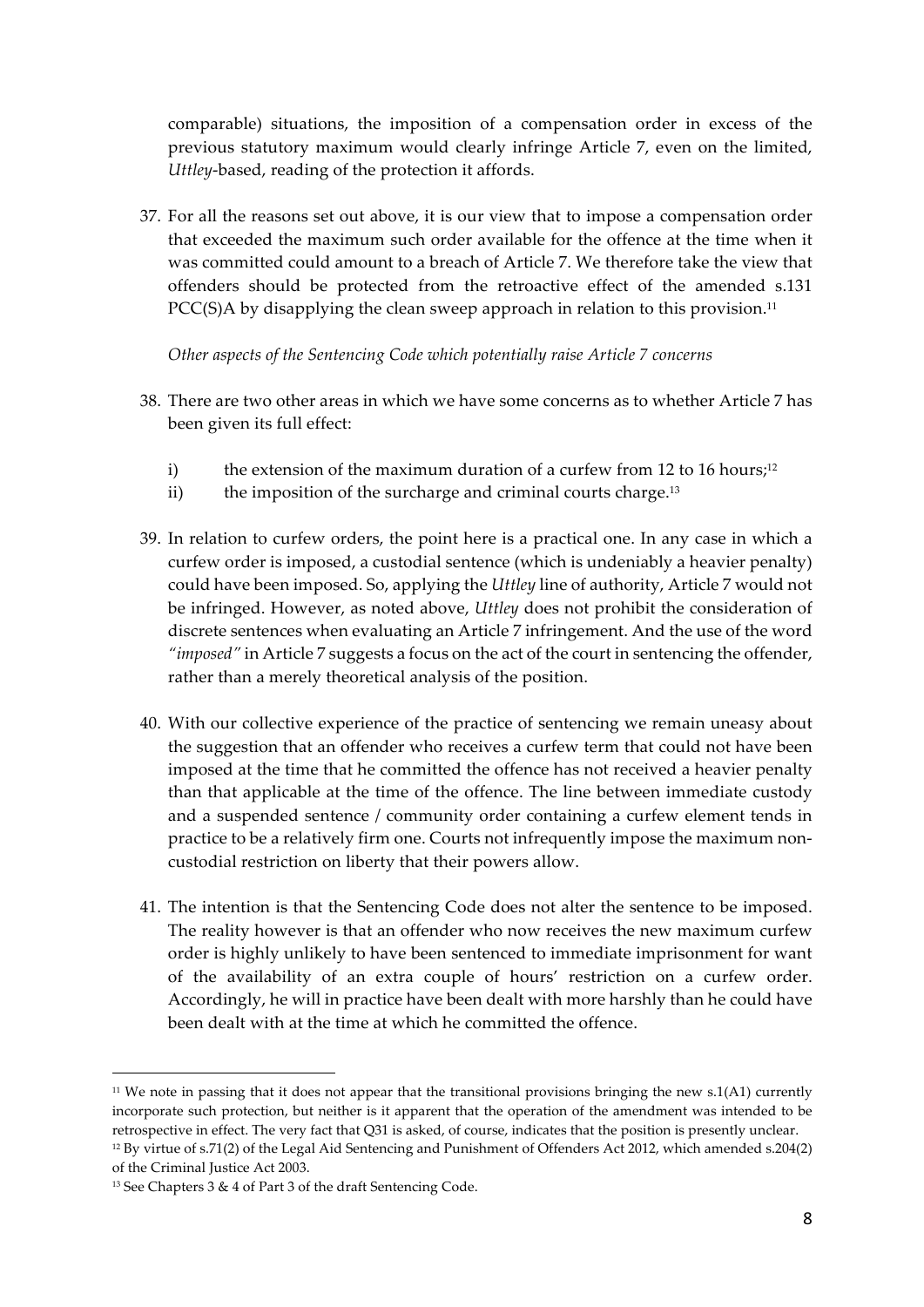comparable) situations, the imposition of a compensation order in excess of the previous statutory maximum would clearly infringe Article 7, even on the limited, *Uttley*-based, reading of the protection it affords.

37. For all the reasons set out above, it is our view that to impose a compensation order that exceeded the maximum such order available for the offence at the time when it was committed could amount to a breach of Article 7. We therefore take the view that offenders should be protected from the retroactive effect of the amended s.131 PCC(S)A by disapplying the clean sweep approach in relation to this provision.[11]

*Other aspects of the Sentencing Code which potentially raise Article 7 concerns*

38. There are two other areas in which we have some concerns as to whether Article 7 has been given its full effect:

    i) the extension of the maximum duration of a curfew from 12 to 16 hours;[12]

    ii) the imposition of the surcharge and criminal courts charge.[13]

39. In relation to curfew orders, the point here is a practical one. In any case in which a curfew order is imposed, a custodial sentence (which is undeniably a heavier penalty) could have been imposed. So, applying the *Uttley* line of authority, Article 7 would not be infringed. However, as noted above, *Uttley* does not prohibit the consideration of discrete sentences when evaluating an Article 7 infringement. And the use of the word *"imposed"* in Article 7 suggests a focus on the act of the court in sentencing the offender, rather than a merely theoretical analysis of the position.

40. With our collective experience of the practice of sentencing we remain uneasy about the suggestion that an offender who receives a curfew term that could not have been imposed at the time that he committed the offence has not received a heavier penalty than that applicable at the time of the offence. The line between immediate custody and a suspended sentence / community order containing a curfew element tends in practice to be a relatively firm one. Courts not infrequently impose the maximum non-custodial restriction on liberty that their powers allow.

41. The intention is that the Sentencing Code does not alter the sentence to be imposed. The reality however is that an offender who now receives the new maximum curfew order is highly unlikely to have been sentenced to immediate imprisonment for want of the availability of an extra couple of hours' restriction on a curfew order. Accordingly, he will in practice have been dealt with more harshly than he could have been dealt with at the time at which he committed the offence.

---

[11] We note in passing that it does not appear that the transitional provisions bringing the new s.1(A1) currently incorporate such protection, but neither is it apparent that the operation of the amendment was intended to be retrospective in effect. The very fact that Q31 is asked, of course, indicates that the position is presently unclear.

[12] By virtue of s.71(2) of the Legal Aid Sentencing and Punishment of Offenders Act 2012, which amended s.204(2) of the Criminal Justice Act 2003.

[13] See Chapters 3 & 4 of Part 3 of the draft Sentencing Code.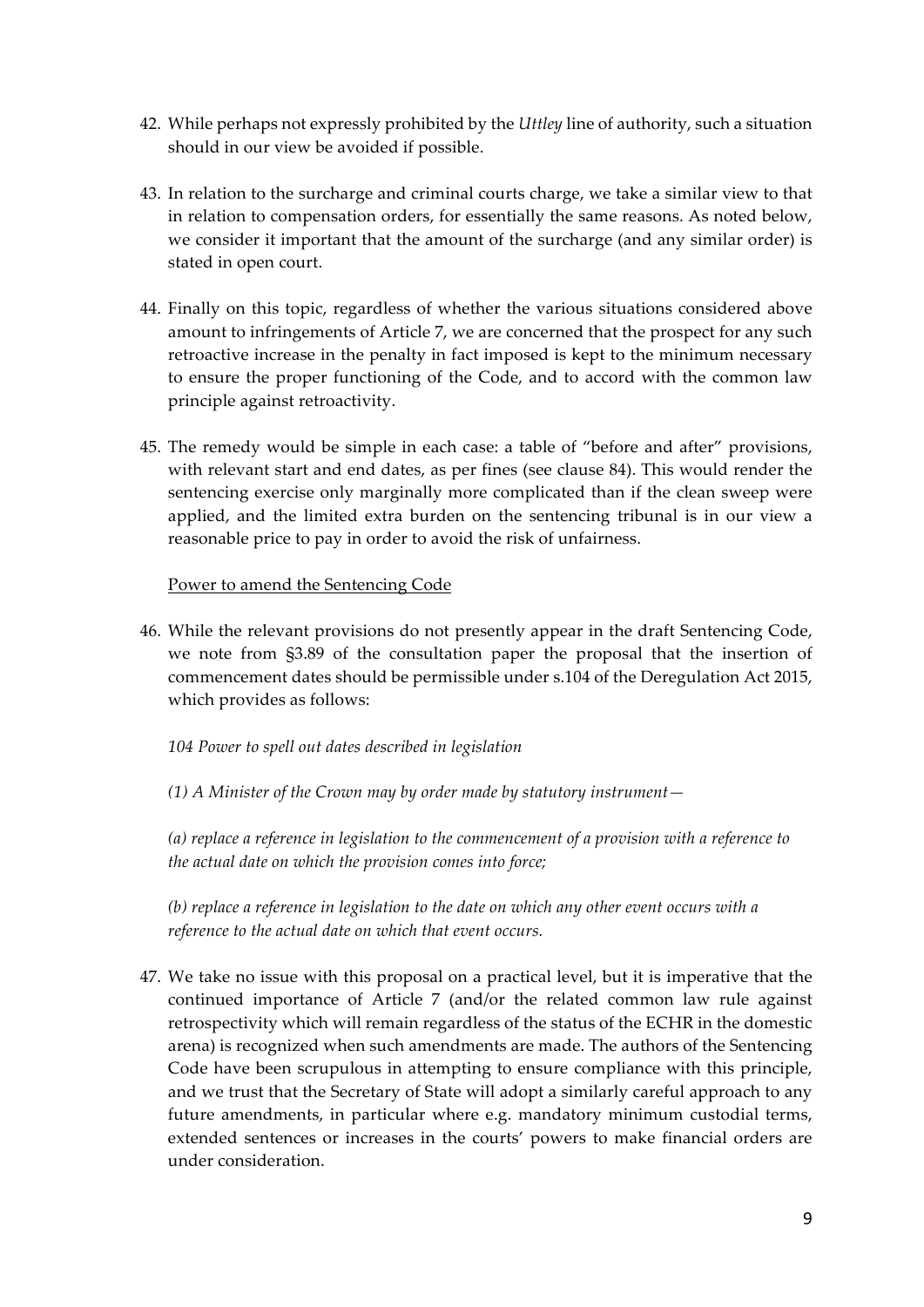42. While perhaps not expressly prohibited by the *Uttley* line of authority, such a situation should in our view be avoided if possible.

43. In relation to the surcharge and criminal courts charge, we take a similar view to that in relation to compensation orders, for essentially the same reasons. As noted below, we consider it important that the amount of the surcharge (and any similar order) is stated in open court.

44. Finally on this topic, regardless of whether the various situations considered above amount to infringements of Article 7, we are concerned that the prospect for any such retroactive increase in the penalty in fact imposed is kept to the minimum necessary to ensure the proper functioning of the Code, and to accord with the common law principle against retroactivity.

45. The remedy would be simple in each case: a table of "before and after" provisions, with relevant start and end dates, as per fines (see clause 84). This would render the sentencing exercise only marginally more complicated than if the clean sweep were applied, and the limited extra burden on the sentencing tribunal is in our view a reasonable price to pay in order to avoid the risk of unfairness.

<u>Power to amend the Sentencing Code</u>

46. While the relevant provisions do not presently appear in the draft Sentencing Code, we note from §3.89 of the consultation paper the proposal that the insertion of commencement dates should be permissible under s.104 of the Deregulation Act 2015, which provides as follows:

    *104 Power to spell out dates described in legislation*

    *(1) A Minister of the Crown may by order made by statutory instrument—*

    *(a) replace a reference in legislation to the commencement of a provision with a reference to the actual date on which the provision comes into force;*

    *(b) replace a reference in legislation to the date on which any other event occurs with a reference to the actual date on which that event occurs.*

47. We take no issue with this proposal on a practical level, but it is imperative that the continued importance of Article 7 (and/or the related common law rule against retrospectivity which will remain regardless of the status of the ECHR in the domestic arena) is recognized when such amendments are made. The authors of the Sentencing Code have been scrupulous in attempting to ensure compliance with this principle, and we trust that the Secretary of State will adopt a similarly careful approach to any future amendments, in particular where e.g. mandatory minimum custodial terms, extended sentences or increases in the courts' powers to make financial orders are under consideration.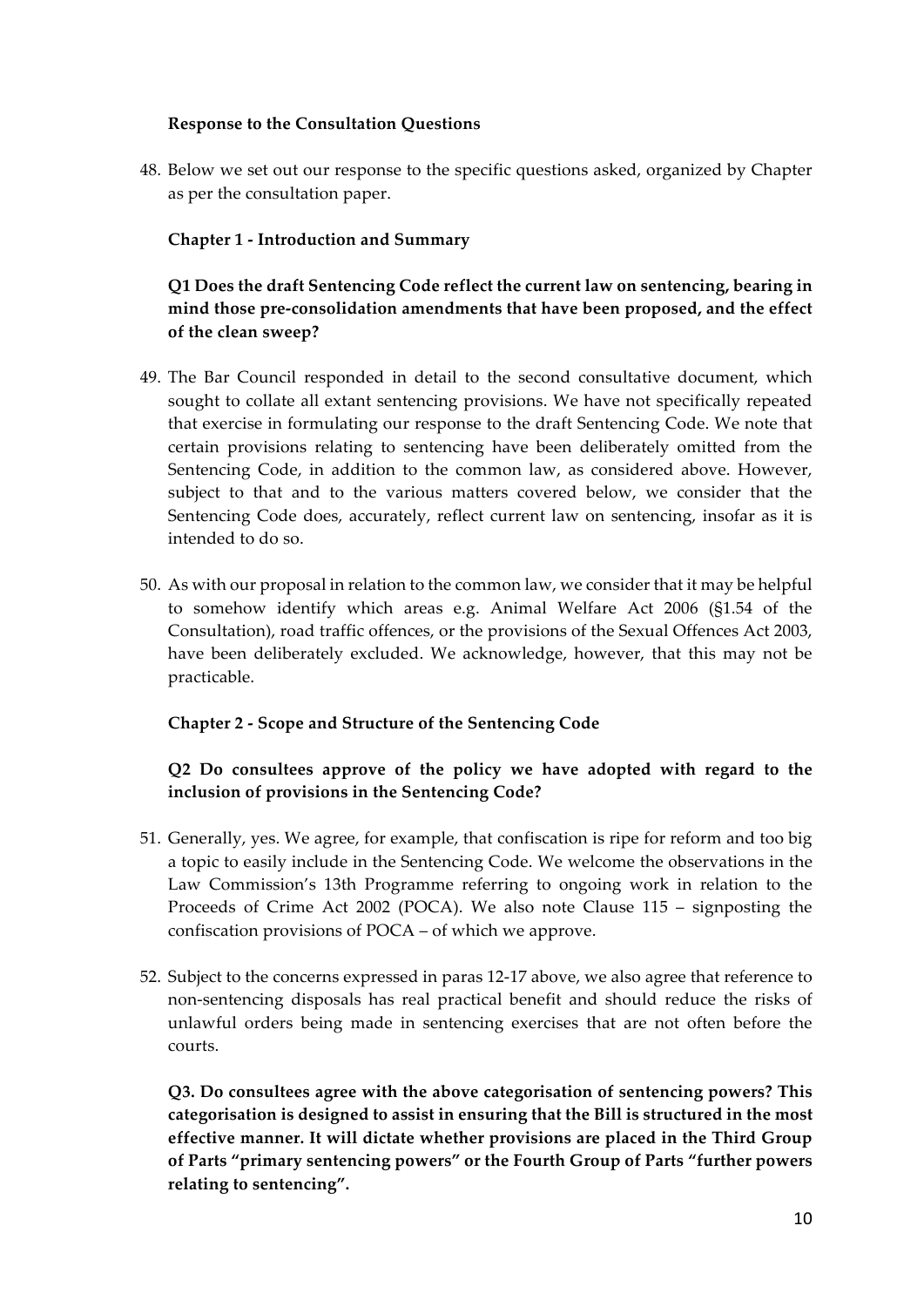**Response to the Consultation Questions**

48. Below we set out our response to the specific questions asked, organized by Chapter as per the consultation paper.

**Chapter 1 - Introduction and Summary**

**Q1 Does the draft Sentencing Code reflect the current law on sentencing, bearing in mind those pre-consolidation amendments that have been proposed, and the effect of the clean sweep?**

49. The Bar Council responded in detail to the second consultative document, which sought to collate all extant sentencing provisions. We have not specifically repeated that exercise in formulating our response to the draft Sentencing Code. We note that certain provisions relating to sentencing have been deliberately omitted from the Sentencing Code, in addition to the common law, as considered above. However, subject to that and to the various matters covered below, we consider that the Sentencing Code does, accurately, reflect current law on sentencing, insofar as it is intended to do so.

50. As with our proposal in relation to the common law, we consider that it may be helpful to somehow identify which areas e.g. Animal Welfare Act 2006 (§1.54 of the Consultation), road traffic offences, or the provisions of the Sexual Offences Act 2003, have been deliberately excluded. We acknowledge, however, that this may not be practicable.

**Chapter 2 - Scope and Structure of the Sentencing Code**

**Q2 Do consultees approve of the policy we have adopted with regard to the inclusion of provisions in the Sentencing Code?**

51. Generally, yes. We agree, for example, that confiscation is ripe for reform and too big a topic to easily include in the Sentencing Code. We welcome the observations in the Law Commission's 13th Programme referring to ongoing work in relation to the Proceeds of Crime Act 2002 (POCA). We also note Clause 115 – signposting the confiscation provisions of POCA – of which we approve.

52. Subject to the concerns expressed in paras 12-17 above, we also agree that reference to non-sentencing disposals has real practical benefit and should reduce the risks of unlawful orders being made in sentencing exercises that are not often before the courts.

**Q3. Do consultees agree with the above categorisation of sentencing powers? This categorisation is designed to assist in ensuring that the Bill is structured in the most effective manner. It will dictate whether provisions are placed in the Third Group of Parts "primary sentencing powers" or the Fourth Group of Parts "further powers relating to sentencing".**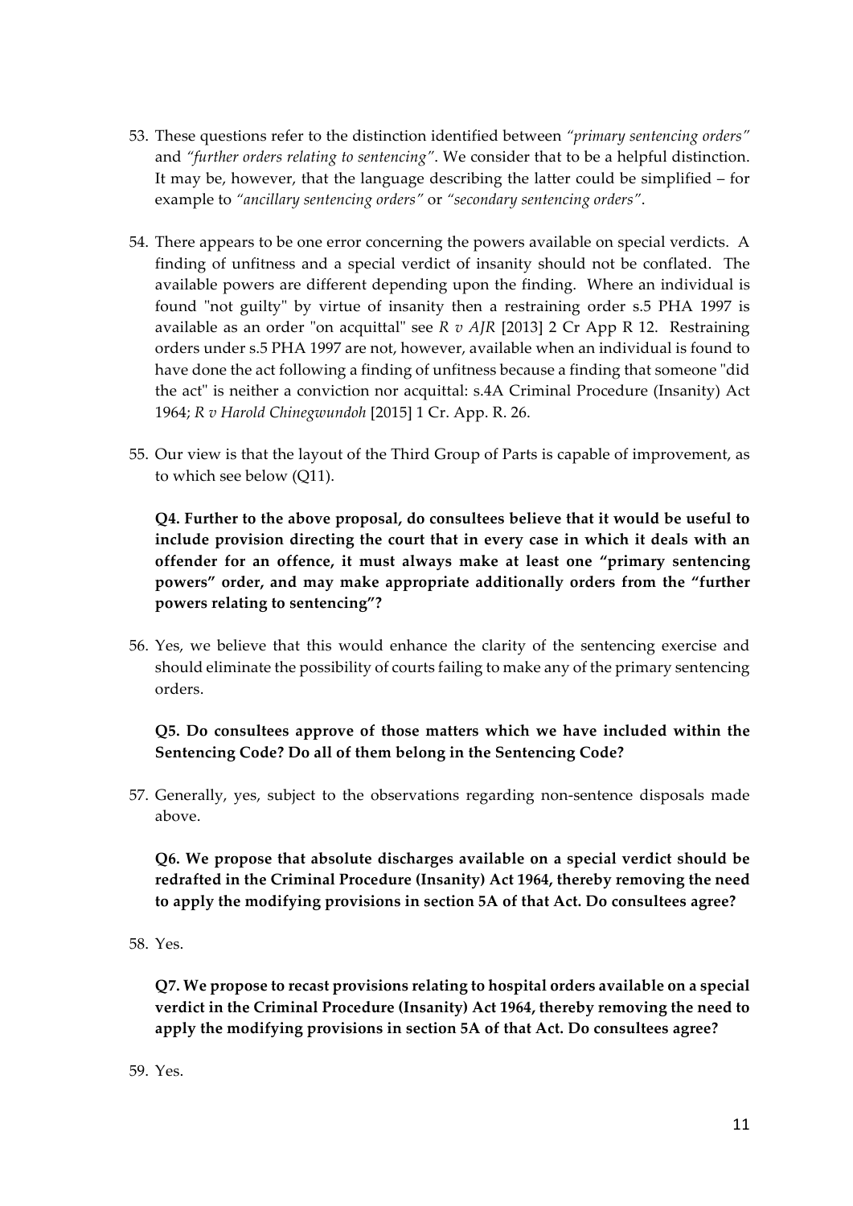53. These questions refer to the distinction identified between *"primary sentencing orders"* and *"further orders relating to sentencing"*. We consider that to be a helpful distinction. It may be, however, that the language describing the latter could be simplified – for example to *"ancillary sentencing orders"* or *"secondary sentencing orders"*.

54. There appears to be one error concerning the powers available on special verdicts. A finding of unfitness and a special verdict of insanity should not be conflated. The available powers are different depending upon the finding. Where an individual is found "not guilty" by virtue of insanity then a restraining order s.5 PHA 1997 is available as an order "on acquittal" see *R v AJR* [2013] 2 Cr App R 12. Restraining orders under s.5 PHA 1997 are not, however, available when an individual is found to have done the act following a finding of unfitness because a finding that someone "did the act" is neither a conviction nor acquittal: s.4A Criminal Procedure (Insanity) Act 1964; *R v Harold Chinegwundoh* [2015] 1 Cr. App. R. 26.

55. Our view is that the layout of the Third Group of Parts is capable of improvement, as to which see below (Q11).

**Q4. Further to the above proposal, do consultees believe that it would be useful to include provision directing the court that in every case in which it deals with an offender for an offence, it must always make at least one "primary sentencing powers" order, and may make appropriate additionally orders from the "further powers relating to sentencing"?**

56. Yes, we believe that this would enhance the clarity of the sentencing exercise and should eliminate the possibility of courts failing to make any of the primary sentencing orders.

**Q5. Do consultees approve of those matters which we have included within the Sentencing Code? Do all of them belong in the Sentencing Code?**

57. Generally, yes, subject to the observations regarding non-sentence disposals made above.

**Q6. We propose that absolute discharges available on a special verdict should be redrafted in the Criminal Procedure (Insanity) Act 1964, thereby removing the need to apply the modifying provisions in section 5A of that Act. Do consultees agree?**

58. Yes.

**Q7. We propose to recast provisions relating to hospital orders available on a special verdict in the Criminal Procedure (Insanity) Act 1964, thereby removing the need to apply the modifying provisions in section 5A of that Act. Do consultees agree?**

59. Yes.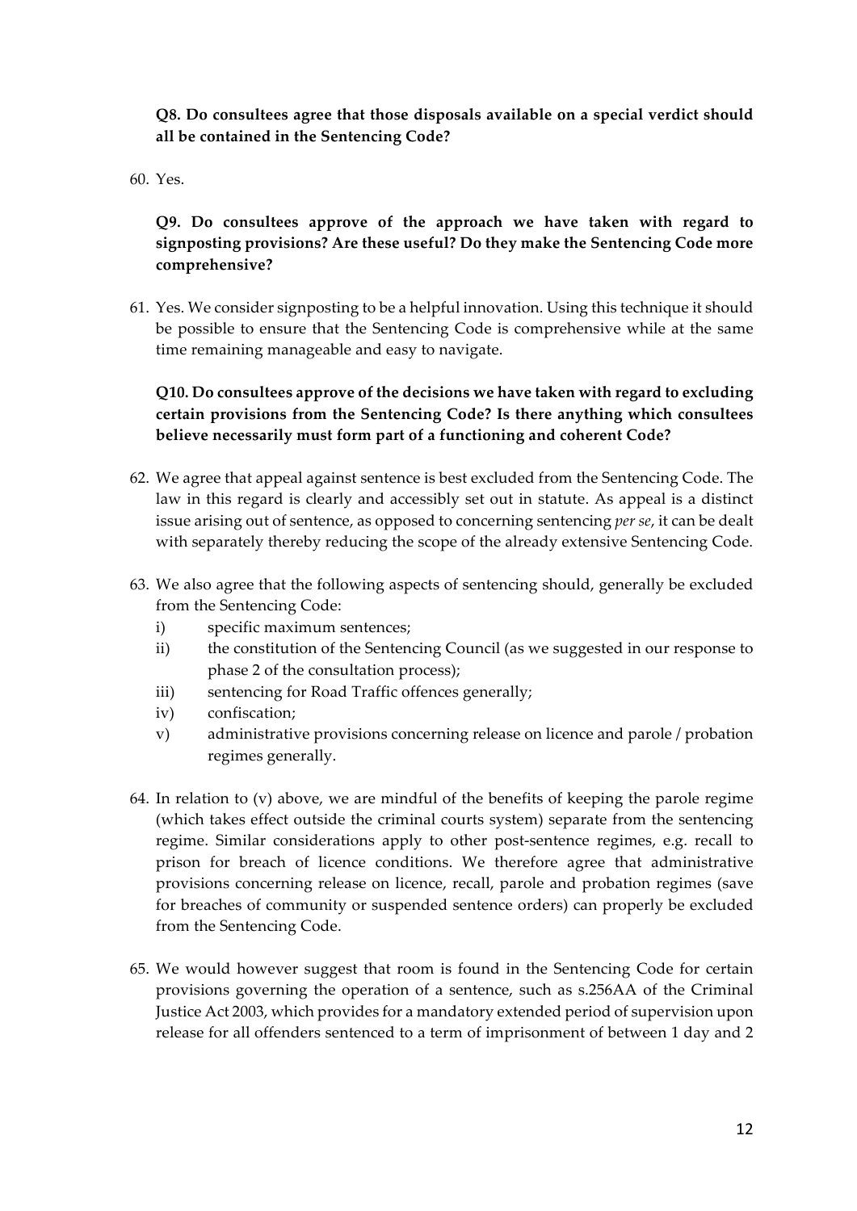**Q8. Do consultees agree that those disposals available on a special verdict should all be contained in the Sentencing Code?**

60. Yes.

**Q9. Do consultees approve of the approach we have taken with regard to signposting provisions? Are these useful? Do they make the Sentencing Code more comprehensive?**

61. Yes. We consider signposting to be a helpful innovation. Using this technique it should be possible to ensure that the Sentencing Code is comprehensive while at the same time remaining manageable and easy to navigate.

**Q10. Do consultees approve of the decisions we have taken with regard to excluding certain provisions from the Sentencing Code? Is there anything which consultees believe necessarily must form part of a functioning and coherent Code?**

62. We agree that appeal against sentence is best excluded from the Sentencing Code. The law in this regard is clearly and accessibly set out in statute. As appeal is a distinct issue arising out of sentence, as opposed to concerning sentencing *per se*, it can be dealt with separately thereby reducing the scope of the already extensive Sentencing Code.

63. We also agree that the following aspects of sentencing should, generally be excluded from the Sentencing Code:
    i) specific maximum sentences;
    ii) the constitution of the Sentencing Council (as we suggested in our response to phase 2 of the consultation process);
    iii) sentencing for Road Traffic offences generally;
    iv) confiscation;
    v) administrative provisions concerning release on licence and parole / probation regimes generally.

64. In relation to (v) above, we are mindful of the benefits of keeping the parole regime (which takes effect outside the criminal courts system) separate from the sentencing regime. Similar considerations apply to other post-sentence regimes, e.g. recall to prison for breach of licence conditions. We therefore agree that administrative provisions concerning release on licence, recall, parole and probation regimes (save for breaches of community or suspended sentence orders) can properly be excluded from the Sentencing Code.

65. We would however suggest that room is found in the Sentencing Code for certain provisions governing the operation of a sentence, such as s.256AA of the Criminal Justice Act 2003, which provides for a mandatory extended period of supervision upon release for all offenders sentenced to a term of imprisonment of between 1 day and 2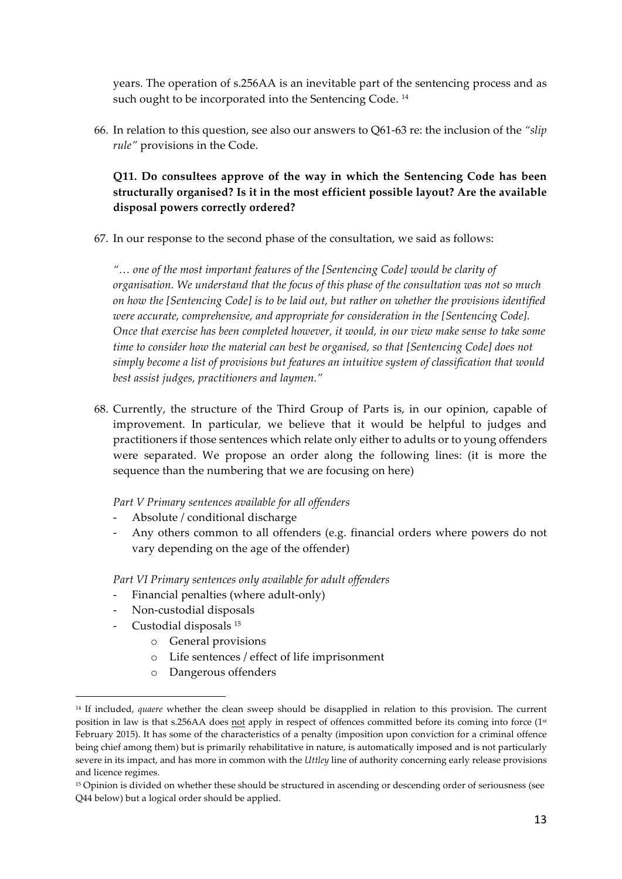years. The operation of s.256AA is an inevitable part of the sentencing process and as such ought to be incorporated into the Sentencing Code. [14]

66. In relation to this question, see also our answers to Q61-63 re: the inclusion of the *"slip rule"* provisions in the Code.

**Q11. Do consultees approve of the way in which the Sentencing Code has been structurally organised? Is it in the most efficient possible layout? Are the available disposal powers correctly ordered?**

67. In our response to the second phase of the consultation, we said as follows:

*"… one of the most important features of the [Sentencing Code] would be clarity of organisation. We understand that the focus of this phase of the consultation was not so much on how the [Sentencing Code] is to be laid out, but rather on whether the provisions identified were accurate, comprehensive, and appropriate for consideration in the [Sentencing Code]. Once that exercise has been completed however, it would, in our view make sense to take some time to consider how the material can best be organised, so that [Sentencing Code] does not simply become a list of provisions but features an intuitive system of classification that would best assist judges, practitioners and laymen."*

68. Currently, the structure of the Third Group of Parts is, in our opinion, capable of improvement. In particular, we believe that it would be helpful to judges and practitioners if those sentences which relate only either to adults or to young offenders were separated. We propose an order along the following lines: (it is more the sequence than the numbering that we are focusing on here)

*Part V Primary sentences available for all offenders*

- Absolute / conditional discharge
- Any others common to all offenders (e.g. financial orders where powers do not vary depending on the age of the offender)

*Part VI Primary sentences only available for adult offenders*

- Financial penalties (where adult-only)
- Non-custodial disposals
- Custodial disposals [15]
  - General provisions
  - Life sentences / effect of life imprisonment
  - Dangerous offenders

---

[14] If included, *quaere* whether the clean sweep should be disapplied in relation to this provision. The current position in law is that s.256AA does not apply in respect of offences committed before its coming into force (1st February 2015). It has some of the characteristics of a penalty (imposition upon conviction for a criminal offence being chief among them) but is primarily rehabilitative in nature, is automatically imposed and is not particularly severe in its impact, and has more in common with the *Uttley* line of authority concerning early release provisions and licence regimes.

[15] Opinion is divided on whether these should be structured in ascending or descending order of seriousness (see Q44 below) but a logical order should be applied.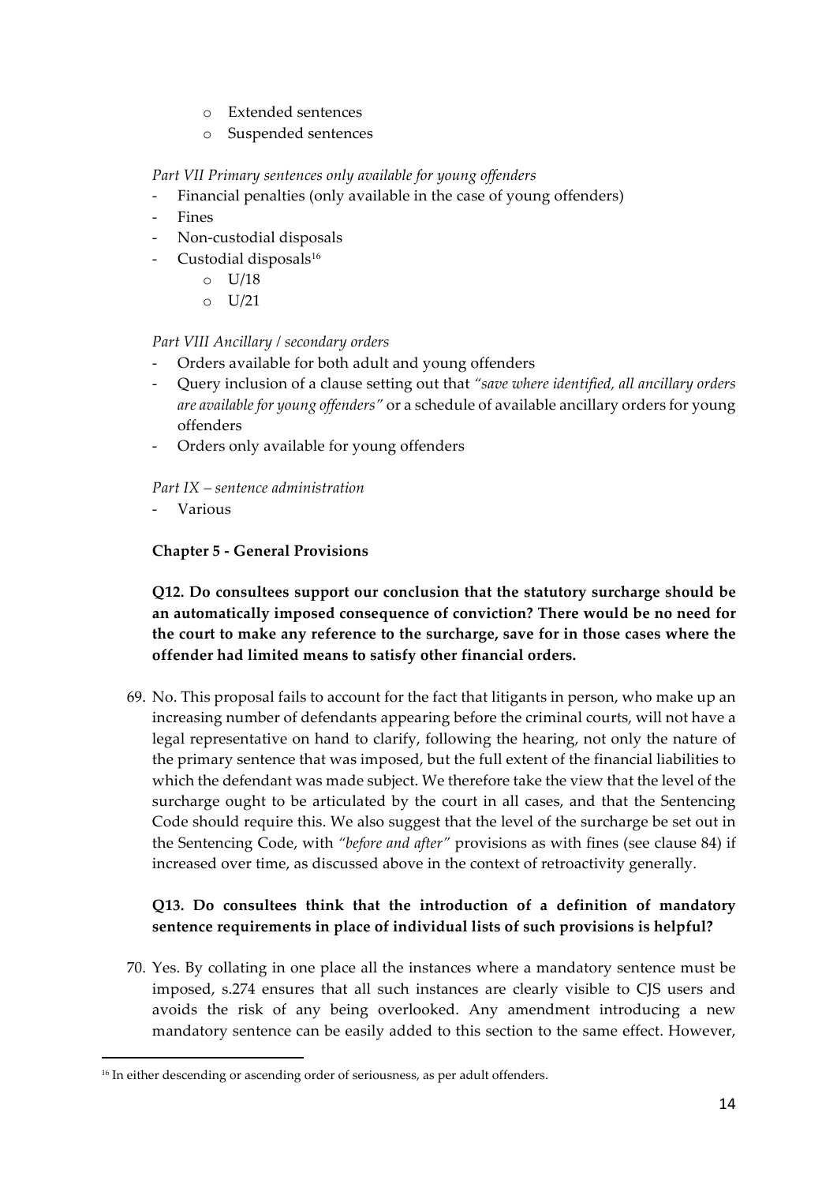- Extended sentences
  - Suspended sentences

*Part VII Primary sentences only available for young offenders*

- Financial penalties (only available in the case of young offenders)
- Fines
- Non-custodial disposals
- Custodial disposals[16]
  - U/18
  - U/21

*Part VIII Ancillary / secondary orders*

- Orders available for both adult and young offenders
- Query inclusion of a clause setting out that *"save where identified, all ancillary orders are available for young offenders"* or a schedule of available ancillary orders for young offenders
- Orders only available for young offenders

*Part IX – sentence administration*

- Various

**Chapter 5 - General Provisions**

**Q12. Do consultees support our conclusion that the statutory surcharge should be an automatically imposed consequence of conviction? There would be no need for the court to make any reference to the surcharge, save for in those cases where the offender had limited means to satisfy other financial orders.**

69. No. This proposal fails to account for the fact that litigants in person, who make up an increasing number of defendants appearing before the criminal courts, will not have a legal representative on hand to clarify, following the hearing, not only the nature of the primary sentence that was imposed, but the full extent of the financial liabilities to which the defendant was made subject. We therefore take the view that the level of the surcharge ought to be articulated by the court in all cases, and that the Sentencing Code should require this. We also suggest that the level of the surcharge be set out in the Sentencing Code, with *"before and after"* provisions as with fines (see clause 84) if increased over time, as discussed above in the context of retroactivity generally.

**Q13. Do consultees think that the introduction of a definition of mandatory sentence requirements in place of individual lists of such provisions is helpful?**

70. Yes. By collating in one place all the instances where a mandatory sentence must be imposed, s.274 ensures that all such instances are clearly visible to CJS users and avoids the risk of any being overlooked. Any amendment introducing a new mandatory sentence can be easily added to this section to the same effect. However,

[16] In either descending or ascending order of seriousness, as per adult offenders.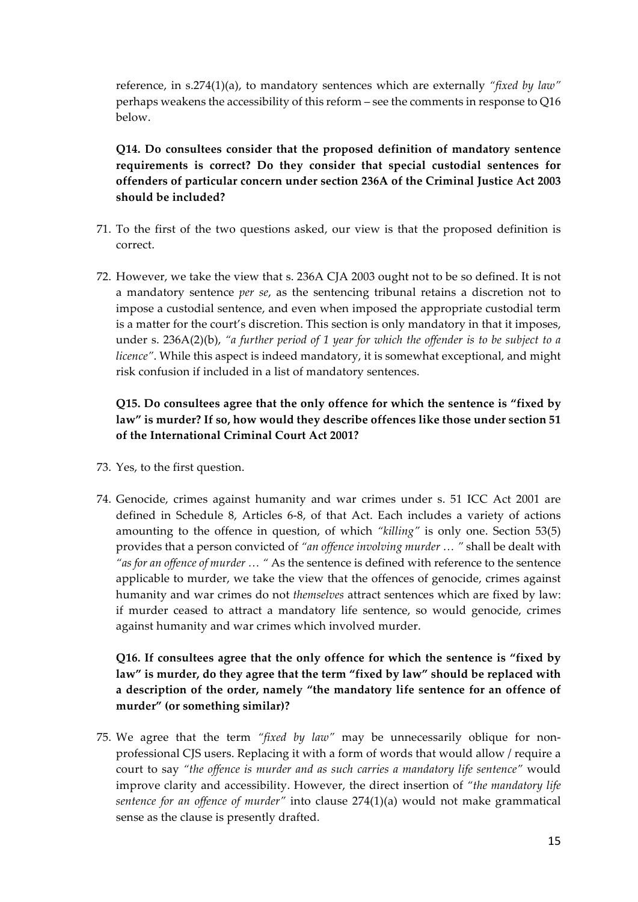reference, in s.274(1)(a), to mandatory sentences which are externally *"fixed by law"* perhaps weakens the accessibility of this reform – see the comments in response to Q16 below.

**Q14. Do consultees consider that the proposed definition of mandatory sentence requirements is correct? Do they consider that special custodial sentences for offenders of particular concern under section 236A of the Criminal Justice Act 2003 should be included?**

71. To the first of the two questions asked, our view is that the proposed definition is correct.

72. However, we take the view that s. 236A CJA 2003 ought not to be so defined. It is not a mandatory sentence *per se*, as the sentencing tribunal retains a discretion not to impose a custodial sentence, and even when imposed the appropriate custodial term is a matter for the court's discretion. This section is only mandatory in that it imposes, under s. 236A(2)(b), *"a further period of 1 year for which the offender is to be subject to a licence"*. While this aspect is indeed mandatory, it is somewhat exceptional, and might risk confusion if included in a list of mandatory sentences.

**Q15. Do consultees agree that the only offence for which the sentence is "fixed by law" is murder? If so, how would they describe offences like those under section 51 of the International Criminal Court Act 2001?**

73. Yes, to the first question.

74. Genocide, crimes against humanity and war crimes under s. 51 ICC Act 2001 are defined in Schedule 8, Articles 6-8, of that Act. Each includes a variety of actions amounting to the offence in question, of which *"killing"* is only one. Section 53(5) provides that a person convicted of *"an offence involving murder … "* shall be dealt with *"as for an offence of murder … "* As the sentence is defined with reference to the sentence applicable to murder, we take the view that the offences of genocide, crimes against humanity and war crimes do not *themselves* attract sentences which are fixed by law: if murder ceased to attract a mandatory life sentence, so would genocide, crimes against humanity and war crimes which involved murder.

**Q16. If consultees agree that the only offence for which the sentence is "fixed by law" is murder, do they agree that the term "fixed by law" should be replaced with a description of the order, namely "the mandatory life sentence for an offence of murder" (or something similar)?**

75. We agree that the term *"fixed by law"* may be unnecessarily oblique for non-professional CJS users. Replacing it with a form of words that would allow / require a court to say *"the offence is murder and as such carries a mandatory life sentence"* would improve clarity and accessibility. However, the direct insertion of *"the mandatory life sentence for an offence of murder"* into clause 274(1)(a) would not make grammatical sense as the clause is presently drafted.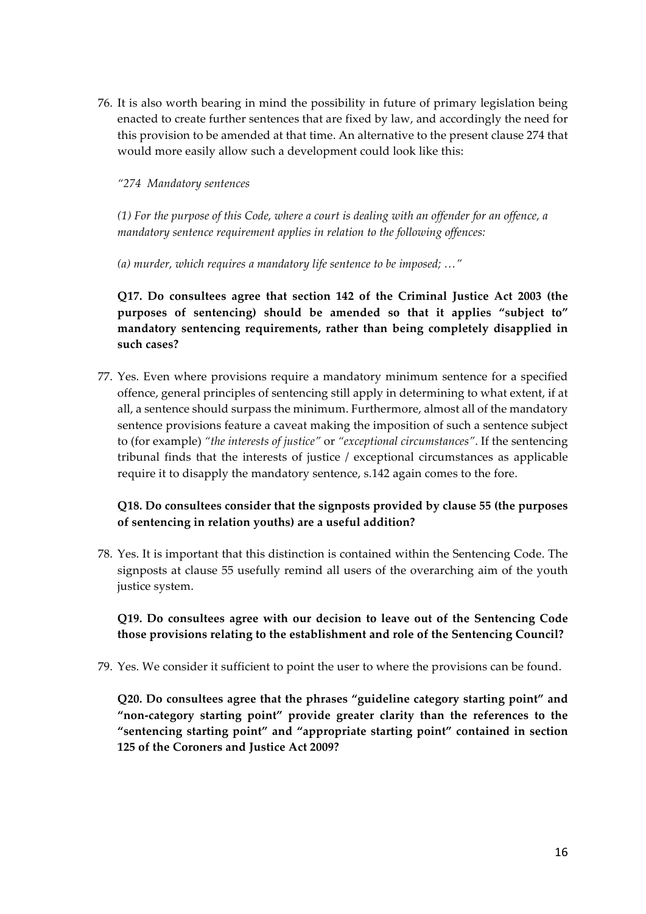76. It is also worth bearing in mind the possibility in future of primary legislation being enacted to create further sentences that are fixed by law, and accordingly the need for this provision to be amended at that time. An alternative to the present clause 274 that would more easily allow such a development could look like this:

*"274 Mandatory sentences*

*(1) For the purpose of this Code, where a court is dealing with an offender for an offence, a mandatory sentence requirement applies in relation to the following offences:*

*(a) murder, which requires a mandatory life sentence to be imposed; …"*

**Q17. Do consultees agree that section 142 of the Criminal Justice Act 2003 (the purposes of sentencing) should be amended so that it applies "subject to" mandatory sentencing requirements, rather than being completely disapplied in such cases?**

77. Yes. Even where provisions require a mandatory minimum sentence for a specified offence, general principles of sentencing still apply in determining to what extent, if at all, a sentence should surpass the minimum. Furthermore, almost all of the mandatory sentence provisions feature a caveat making the imposition of such a sentence subject to (for example) *"the interests of justice"* or *"exceptional circumstances"*. If the sentencing tribunal finds that the interests of justice / exceptional circumstances as applicable require it to disapply the mandatory sentence, s.142 again comes to the fore.

**Q18. Do consultees consider that the signposts provided by clause 55 (the purposes of sentencing in relation youths) are a useful addition?**

78. Yes. It is important that this distinction is contained within the Sentencing Code. The signposts at clause 55 usefully remind all users of the overarching aim of the youth justice system.

**Q19. Do consultees agree with our decision to leave out of the Sentencing Code those provisions relating to the establishment and role of the Sentencing Council?**

79. Yes. We consider it sufficient to point the user to where the provisions can be found.

**Q20. Do consultees agree that the phrases "guideline category starting point" and "non-category starting point" provide greater clarity than the references to the "sentencing starting point" and "appropriate starting point" contained in section 125 of the Coroners and Justice Act 2009?**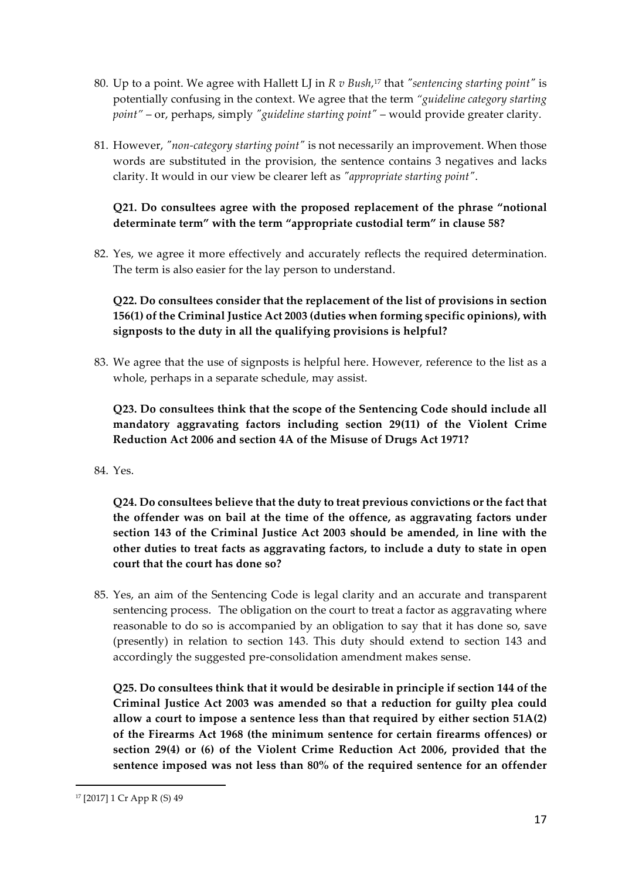80. Up to a point. We agree with Hallett LJ in *R v Bush*,[17] that *"sentencing starting point"* is potentially confusing in the context. We agree that the term *"guideline category starting point"* – or, perhaps, simply *"guideline starting point"* – would provide greater clarity.

81. However, *"non-category starting point"* is not necessarily an improvement. When those words are substituted in the provision, the sentence contains 3 negatives and lacks clarity. It would in our view be clearer left as *"appropriate starting point"*.

**Q21. Do consultees agree with the proposed replacement of the phrase "notional determinate term" with the term "appropriate custodial term" in clause 58?**

82. Yes, we agree it more effectively and accurately reflects the required determination. The term is also easier for the lay person to understand.

**Q22. Do consultees consider that the replacement of the list of provisions in section 156(1) of the Criminal Justice Act 2003 (duties when forming specific opinions), with signposts to the duty in all the qualifying provisions is helpful?**

83. We agree that the use of signposts is helpful here. However, reference to the list as a whole, perhaps in a separate schedule, may assist.

**Q23. Do consultees think that the scope of the Sentencing Code should include all mandatory aggravating factors including section 29(11) of the Violent Crime Reduction Act 2006 and section 4A of the Misuse of Drugs Act 1971?**

84. Yes.

**Q24. Do consultees believe that the duty to treat previous convictions or the fact that the offender was on bail at the time of the offence, as aggravating factors under section 143 of the Criminal Justice Act 2003 should be amended, in line with the other duties to treat facts as aggravating factors, to include a duty to state in open court that the court has done so?**

85. Yes, an aim of the Sentencing Code is legal clarity and an accurate and transparent sentencing process. The obligation on the court to treat a factor as aggravating where reasonable to do so is accompanied by an obligation to say that it has done so, save (presently) in relation to section 143. This duty should extend to section 143 and accordingly the suggested pre-consolidation amendment makes sense.

**Q25. Do consultees think that it would be desirable in principle if section 144 of the Criminal Justice Act 2003 was amended so that a reduction for guilty plea could allow a court to impose a sentence less than that required by either section 51A(2) of the Firearms Act 1968 (the minimum sentence for certain firearms offences) or section 29(4) or (6) of the Violent Crime Reduction Act 2006, provided that the sentence imposed was not less than 80% of the required sentence for an offender**

[17] [2017] 1 Cr App R (S) 49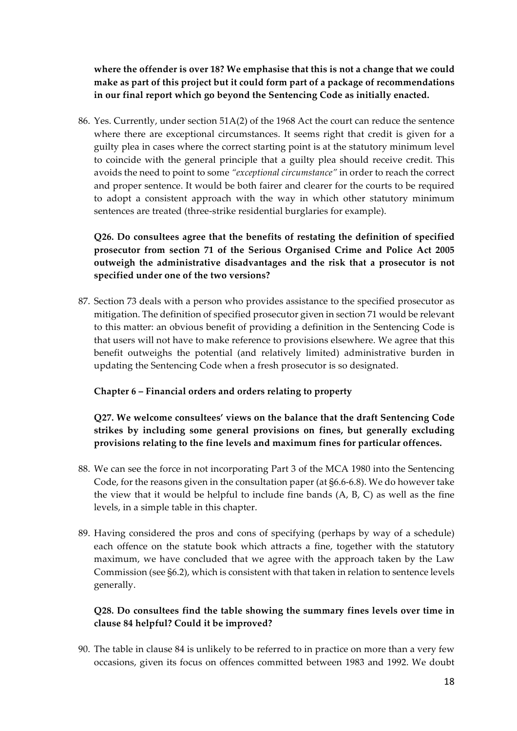**where the offender is over 18? We emphasise that this is not a change that we could make as part of this project but it could form part of a package of recommendations in our final report which go beyond the Sentencing Code as initially enacted.**

86. Yes. Currently, under section 51A(2) of the 1968 Act the court can reduce the sentence where there are exceptional circumstances. It seems right that credit is given for a guilty plea in cases where the correct starting point is at the statutory minimum level to coincide with the general principle that a guilty plea should receive credit. This avoids the need to point to some *"exceptional circumstance"* in order to reach the correct and proper sentence. It would be both fairer and clearer for the courts to be required to adopt a consistent approach with the way in which other statutory minimum sentences are treated (three-strike residential burglaries for example).

**Q26. Do consultees agree that the benefits of restating the definition of specified prosecutor from section 71 of the Serious Organised Crime and Police Act 2005 outweigh the administrative disadvantages and the risk that a prosecutor is not specified under one of the two versions?**

87. Section 73 deals with a person who provides assistance to the specified prosecutor as mitigation. The definition of specified prosecutor given in section 71 would be relevant to this matter: an obvious benefit of providing a definition in the Sentencing Code is that users will not have to make reference to provisions elsewhere. We agree that this benefit outweighs the potential (and relatively limited) administrative burden in updating the Sentencing Code when a fresh prosecutor is so designated.

**Chapter 6 – Financial orders and orders relating to property**

**Q27. We welcome consultees' views on the balance that the draft Sentencing Code strikes by including some general provisions on fines, but generally excluding provisions relating to the fine levels and maximum fines for particular offences.**

88. We can see the force in not incorporating Part 3 of the MCA 1980 into the Sentencing Code, for the reasons given in the consultation paper (at §6.6-6.8). We do however take the view that it would be helpful to include fine bands (A, B, C) as well as the fine levels, in a simple table in this chapter.

89. Having considered the pros and cons of specifying (perhaps by way of a schedule) each offence on the statute book which attracts a fine, together with the statutory maximum, we have concluded that we agree with the approach taken by the Law Commission (see §6.2), which is consistent with that taken in relation to sentence levels generally.

**Q28. Do consultees find the table showing the summary fines levels over time in clause 84 helpful? Could it be improved?**

90. The table in clause 84 is unlikely to be referred to in practice on more than a very few occasions, given its focus on offences committed between 1983 and 1992. We doubt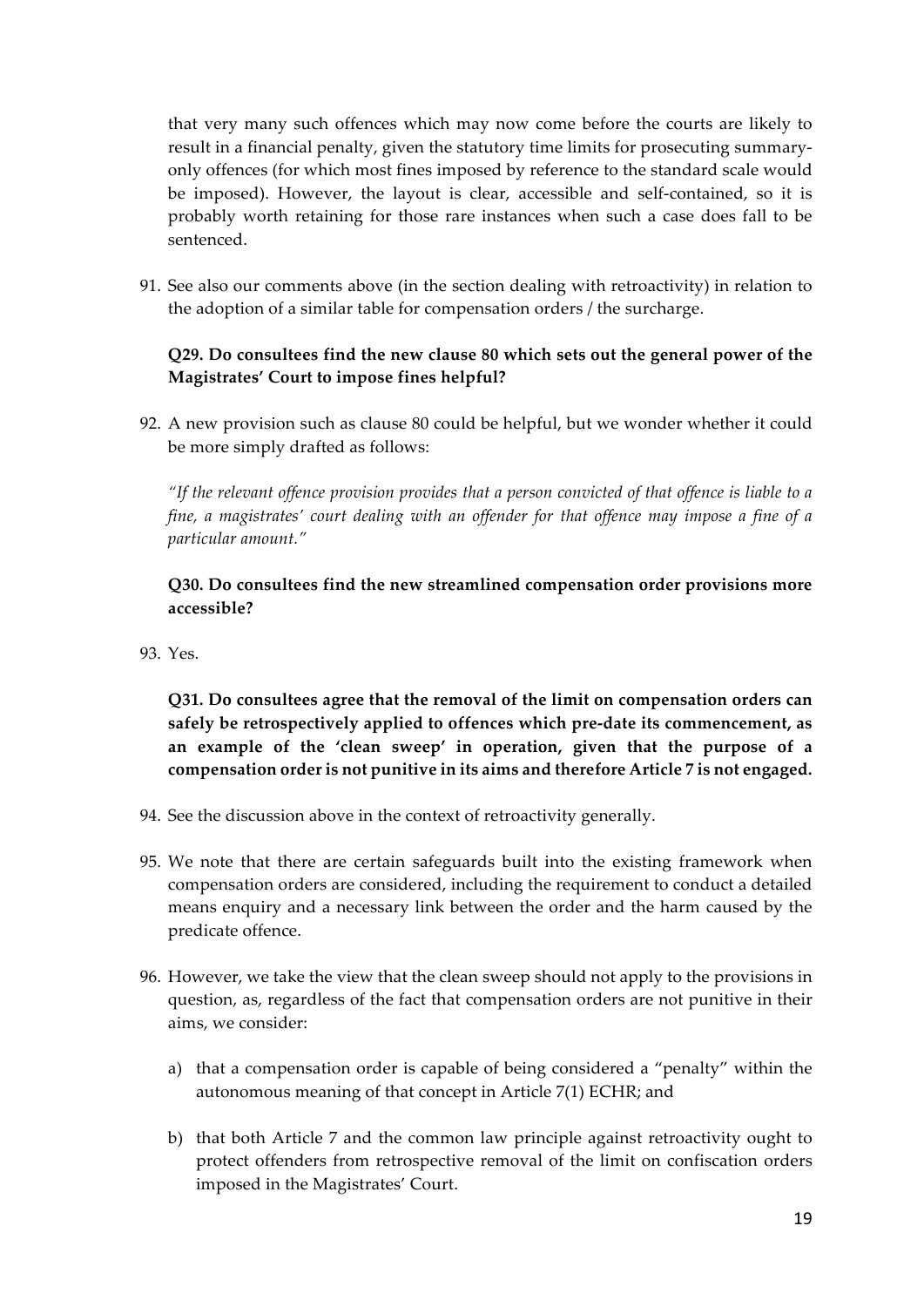that very many such offences which may now come before the courts are likely to result in a financial penalty, given the statutory time limits for prosecuting summary-only offences (for which most fines imposed by reference to the standard scale would be imposed). However, the layout is clear, accessible and self-contained, so it is probably worth retaining for those rare instances when such a case does fall to be sentenced.

91. See also our comments above (in the section dealing with retroactivity) in relation to the adoption of a similar table for compensation orders / the surcharge.

**Q29. Do consultees find the new clause 80 which sets out the general power of the Magistrates' Court to impose fines helpful?**

92. A new provision such as clause 80 could be helpful, but we wonder whether it could be more simply drafted as follows:

*"If the relevant offence provision provides that a person convicted of that offence is liable to a fine, a magistrates' court dealing with an offender for that offence may impose a fine of a particular amount."*

**Q30. Do consultees find the new streamlined compensation order provisions more accessible?**

93. Yes.

**Q31. Do consultees agree that the removal of the limit on compensation orders can safely be retrospectively applied to offences which pre-date its commencement, as an example of the 'clean sweep' in operation, given that the purpose of a compensation order is not punitive in its aims and therefore Article 7 is not engaged.**

94. See the discussion above in the context of retroactivity generally.

95. We note that there are certain safeguards built into the existing framework when compensation orders are considered, including the requirement to conduct a detailed means enquiry and a necessary link between the order and the harm caused by the predicate offence.

96. However, we take the view that the clean sweep should not apply to the provisions in question, as, regardless of the fact that compensation orders are not punitive in their aims, we consider:

    a) that a compensation order is capable of being considered a "penalty" within the autonomous meaning of that concept in Article 7(1) ECHR; and

    b) that both Article 7 and the common law principle against retroactivity ought to protect offenders from retrospective removal of the limit on confiscation orders imposed in the Magistrates' Court.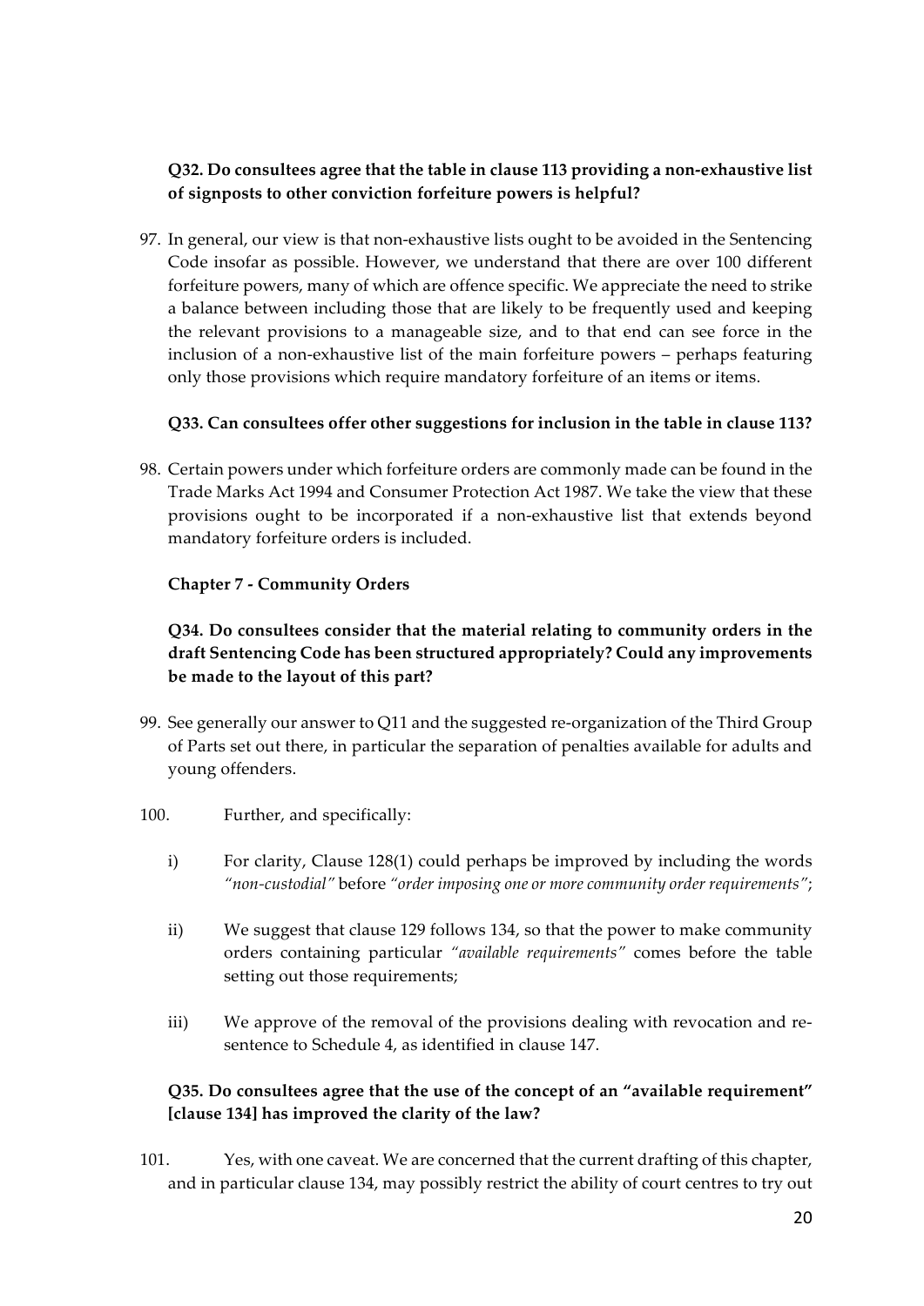**Q32. Do consultees agree that the table in clause 113 providing a non-exhaustive list of signposts to other conviction forfeiture powers is helpful?**

97. In general, our view is that non-exhaustive lists ought to be avoided in the Sentencing Code insofar as possible. However, we understand that there are over 100 different forfeiture powers, many of which are offence specific. We appreciate the need to strike a balance between including those that are likely to be frequently used and keeping the relevant provisions to a manageable size, and to that end can see force in the inclusion of a non-exhaustive list of the main forfeiture powers – perhaps featuring only those provisions which require mandatory forfeiture of an items or items.

**Q33. Can consultees offer other suggestions for inclusion in the table in clause 113?**

98. Certain powers under which forfeiture orders are commonly made can be found in the Trade Marks Act 1994 and Consumer Protection Act 1987. We take the view that these provisions ought to be incorporated if a non-exhaustive list that extends beyond mandatory forfeiture orders is included.

**Chapter 7 - Community Orders**

**Q34. Do consultees consider that the material relating to community orders in the draft Sentencing Code has been structured appropriately? Could any improvements be made to the layout of this part?**

99. See generally our answer to Q11 and the suggested re-organization of the Third Group of Parts set out there, in particular the separation of penalties available for adults and young offenders.

100. Further, and specifically:

   i) For clarity, Clause 128(1) could perhaps be improved by including the words *"non-custodial"* before *"order imposing one or more community order requirements"*;

   ii) We suggest that clause 129 follows 134, so that the power to make community orders containing particular *"available requirements"* comes before the table setting out those requirements;

   iii) We approve of the removal of the provisions dealing with revocation and re-sentence to Schedule 4, as identified in clause 147.

**Q35. Do consultees agree that the use of the concept of an "available requirement" [clause 134] has improved the clarity of the law?**

101. Yes, with one caveat. We are concerned that the current drafting of this chapter, and in particular clause 134, may possibly restrict the ability of court centres to try out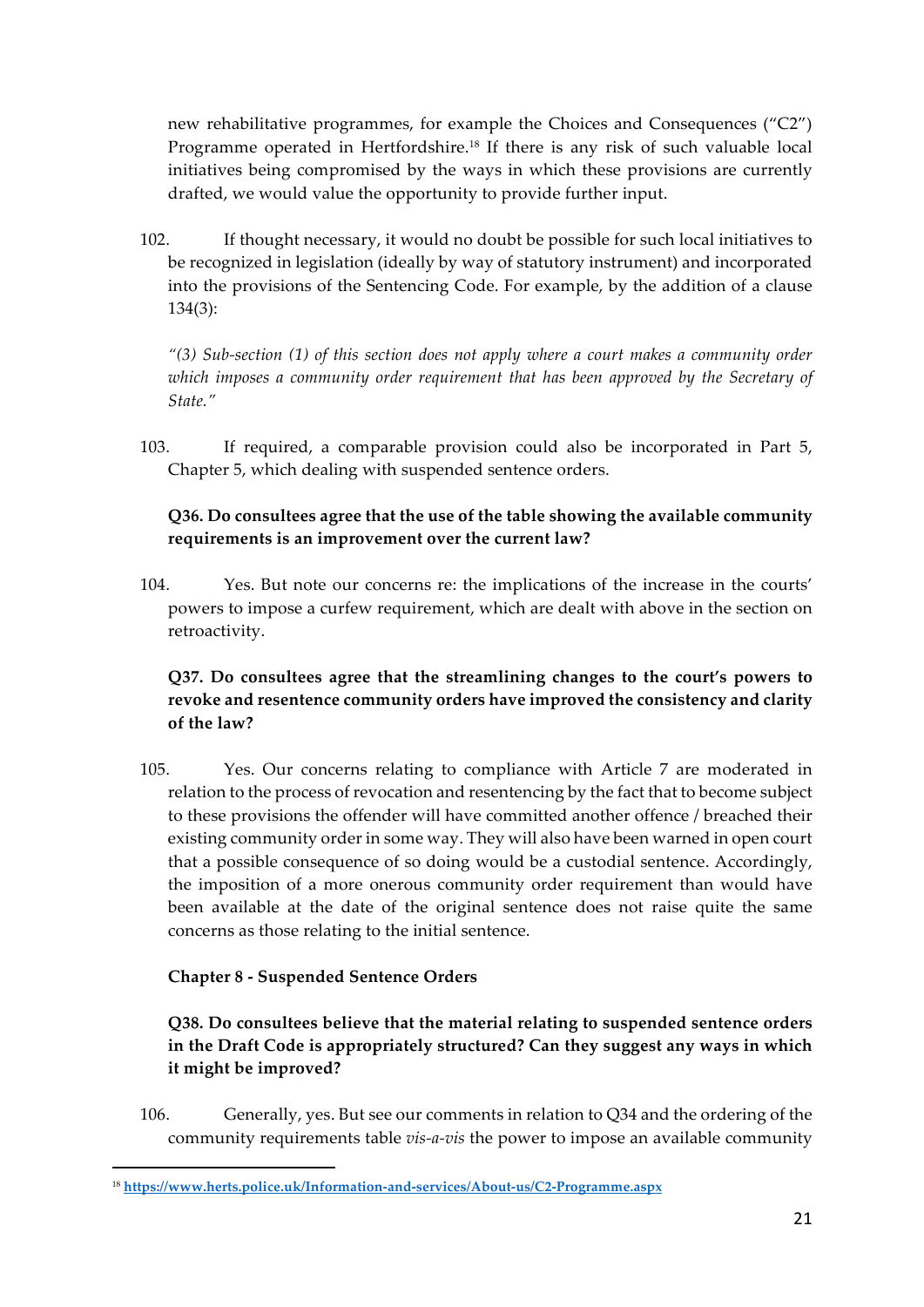new rehabilitative programmes, for example the Choices and Consequences ("C2") Programme operated in Hertfordshire.[18] If there is any risk of such valuable local initiatives being compromised by the ways in which these provisions are currently drafted, we would value the opportunity to provide further input.

102. If thought necessary, it would no doubt be possible for such local initiatives to be recognized in legislation (ideally by way of statutory instrument) and incorporated into the provisions of the Sentencing Code. For example, by the addition of a clause 134(3):

*"(3) Sub-section (1) of this section does not apply where a court makes a community order which imposes a community order requirement that has been approved by the Secretary of State."*

103. If required, a comparable provision could also be incorporated in Part 5, Chapter 5, which dealing with suspended sentence orders.

**Q36. Do consultees agree that the use of the table showing the available community requirements is an improvement over the current law?**

104. Yes. But note our concerns re: the implications of the increase in the courts' powers to impose a curfew requirement, which are dealt with above in the section on retroactivity.

**Q37. Do consultees agree that the streamlining changes to the court's powers to revoke and resentence community orders have improved the consistency and clarity of the law?**

105. Yes. Our concerns relating to compliance with Article 7 are moderated in relation to the process of revocation and resentencing by the fact that to become subject to these provisions the offender will have committed another offence / breached their existing community order in some way. They will also have been warned in open court that a possible consequence of so doing would be a custodial sentence. Accordingly, the imposition of a more onerous community order requirement than would have been available at the date of the original sentence does not raise quite the same concerns as those relating to the initial sentence.

**Chapter 8 - Suspended Sentence Orders**

**Q38. Do consultees believe that the material relating to suspended sentence orders in the Draft Code is appropriately structured? Can they suggest any ways in which it might be improved?**

106. Generally, yes. But see our comments in relation to Q34 and the ordering of the community requirements table *vis-a-vis* the power to impose an available community

---

[18] **https://www.herts.police.uk/Information-and-services/About-us/C2-Programme.aspx**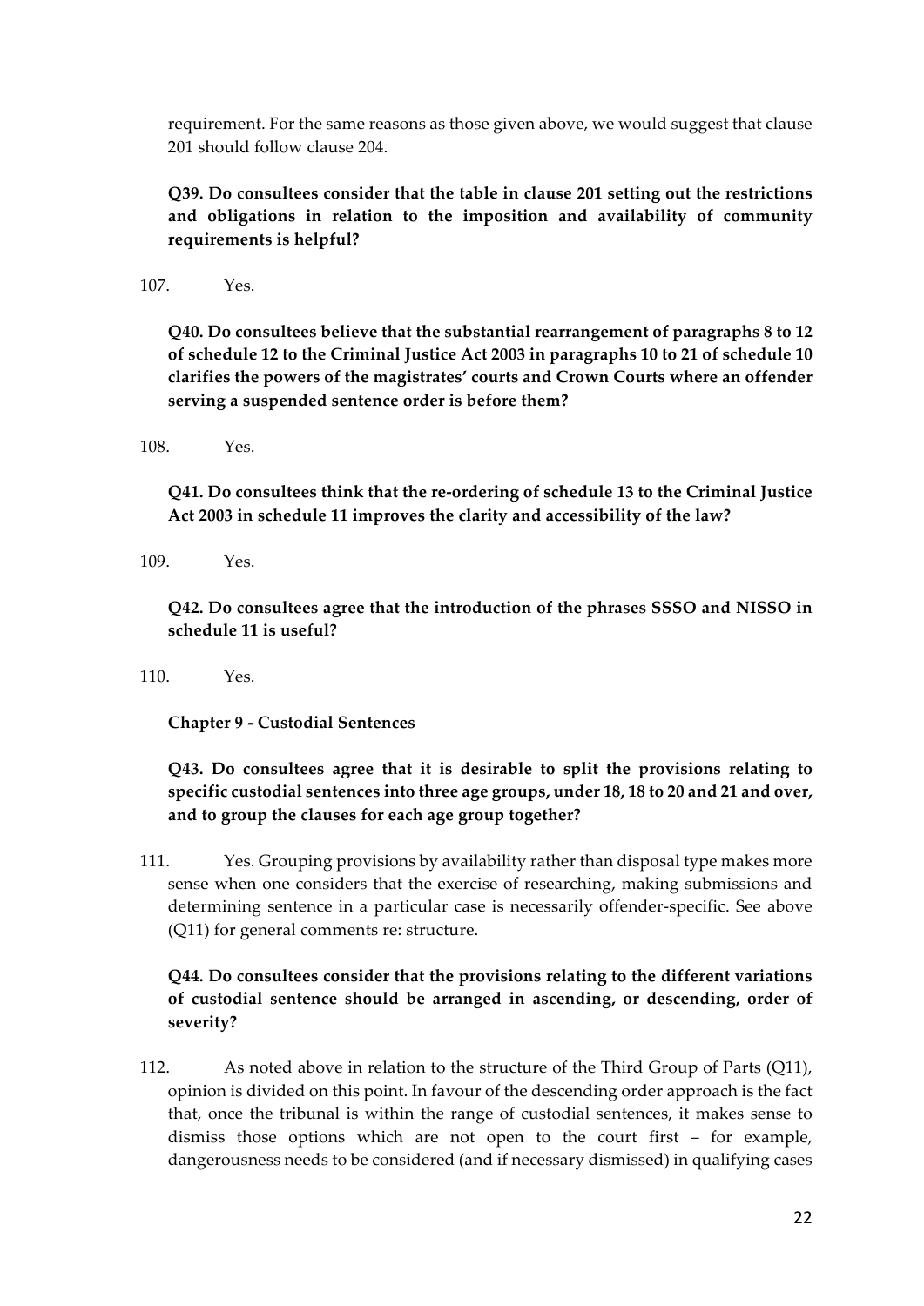requirement. For the same reasons as those given above, we would suggest that clause 201 should follow clause 204.

**Q39. Do consultees consider that the table in clause 201 setting out the restrictions and obligations in relation to the imposition and availability of community requirements is helpful?**

107. Yes.

**Q40. Do consultees believe that the substantial rearrangement of paragraphs 8 to 12 of schedule 12 to the Criminal Justice Act 2003 in paragraphs 10 to 21 of schedule 10 clarifies the powers of the magistrates' courts and Crown Courts where an offender serving a suspended sentence order is before them?**

108. Yes.

**Q41. Do consultees think that the re-ordering of schedule 13 to the Criminal Justice Act 2003 in schedule 11 improves the clarity and accessibility of the law?**

109. Yes.

**Q42. Do consultees agree that the introduction of the phrases SSSO and NISSO in schedule 11 is useful?**

110. Yes.

**Chapter 9 - Custodial Sentences**

**Q43. Do consultees agree that it is desirable to split the provisions relating to specific custodial sentences into three age groups, under 18, 18 to 20 and 21 and over, and to group the clauses for each age group together?**

111. Yes. Grouping provisions by availability rather than disposal type makes more sense when one considers that the exercise of researching, making submissions and determining sentence in a particular case is necessarily offender-specific. See above (Q11) for general comments re: structure.

**Q44. Do consultees consider that the provisions relating to the different variations of custodial sentence should be arranged in ascending, or descending, order of severity?**

112. As noted above in relation to the structure of the Third Group of Parts (Q11), opinion is divided on this point. In favour of the descending order approach is the fact that, once the tribunal is within the range of custodial sentences, it makes sense to dismiss those options which are not open to the court first – for example, dangerousness needs to be considered (and if necessary dismissed) in qualifying cases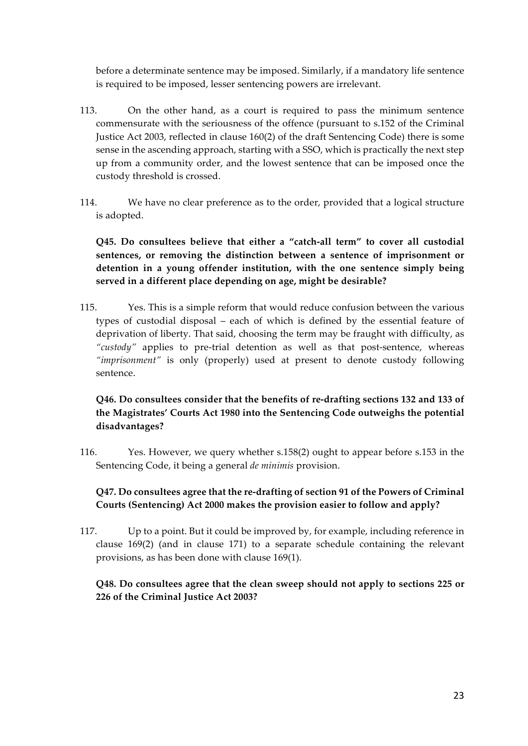before a determinate sentence may be imposed. Similarly, if a mandatory life sentence is required to be imposed, lesser sentencing powers are irrelevant.

113. On the other hand, as a court is required to pass the minimum sentence commensurate with the seriousness of the offence (pursuant to s.152 of the Criminal Justice Act 2003, reflected in clause 160(2) of the draft Sentencing Code) there is some sense in the ascending approach, starting with a SSO, which is practically the next step up from a community order, and the lowest sentence that can be imposed once the custody threshold is crossed.

114. We have no clear preference as to the order, provided that a logical structure is adopted.

**Q45. Do consultees believe that either a "catch-all term" to cover all custodial sentences, or removing the distinction between a sentence of imprisonment or detention in a young offender institution, with the one sentence simply being served in a different place depending on age, might be desirable?**

115. Yes. This is a simple reform that would reduce confusion between the various types of custodial disposal – each of which is defined by the essential feature of deprivation of liberty. That said, choosing the term may be fraught with difficulty, as *"custody"* applies to pre-trial detention as well as that post-sentence, whereas *"imprisonment"* is only (properly) used at present to denote custody following sentence.

**Q46. Do consultees consider that the benefits of re-drafting sections 132 and 133 of the Magistrates' Courts Act 1980 into the Sentencing Code outweighs the potential disadvantages?**

116. Yes. However, we query whether s.158(2) ought to appear before s.153 in the Sentencing Code, it being a general *de minimis* provision.

**Q47. Do consultees agree that the re-drafting of section 91 of the Powers of Criminal Courts (Sentencing) Act 2000 makes the provision easier to follow and apply?**

117. Up to a point. But it could be improved by, for example, including reference in clause 169(2) (and in clause 171) to a separate schedule containing the relevant provisions, as has been done with clause 169(1).

**Q48. Do consultees agree that the clean sweep should not apply to sections 225 or 226 of the Criminal Justice Act 2003?**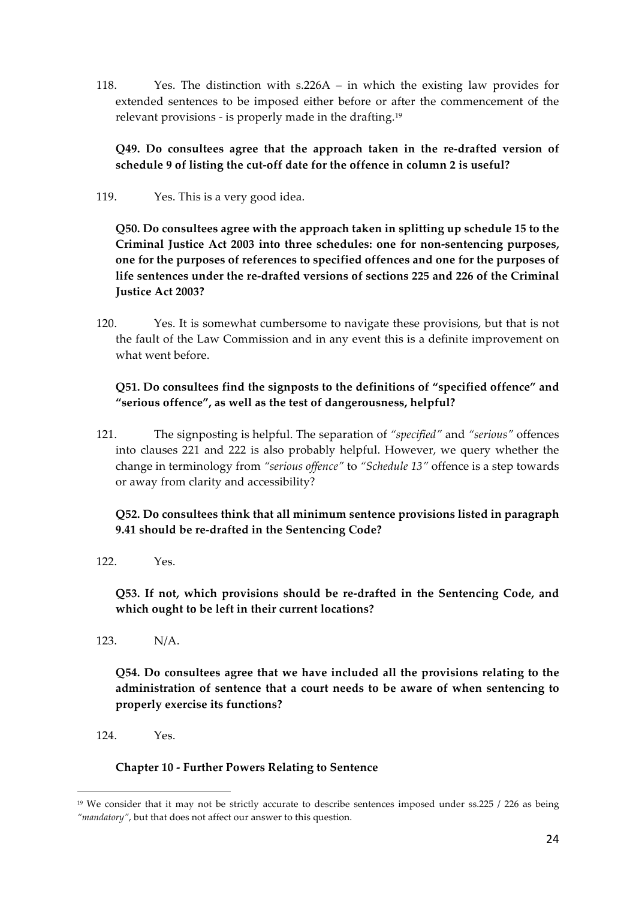118. Yes. The distinction with s.226A – in which the existing law provides for extended sentences to be imposed either before or after the commencement of the relevant provisions - is properly made in the drafting.[19]

**Q49. Do consultees agree that the approach taken in the re-drafted version of schedule 9 of listing the cut-off date for the offence in column 2 is useful?**

119. Yes. This is a very good idea.

**Q50. Do consultees agree with the approach taken in splitting up schedule 15 to the Criminal Justice Act 2003 into three schedules: one for non-sentencing purposes, one for the purposes of references to specified offences and one for the purposes of life sentences under the re-drafted versions of sections 225 and 226 of the Criminal Justice Act 2003?**

120. Yes. It is somewhat cumbersome to navigate these provisions, but that is not the fault of the Law Commission and in any event this is a definite improvement on what went before.

**Q51. Do consultees find the signposts to the definitions of "specified offence" and "serious offence", as well as the test of dangerousness, helpful?**

121. The signposting is helpful. The separation of *"specified"* and *"serious"* offences into clauses 221 and 222 is also probably helpful. However, we query whether the change in terminology from *"serious offence"* to *"Schedule 13"* offence is a step towards or away from clarity and accessibility?

**Q52. Do consultees think that all minimum sentence provisions listed in paragraph 9.41 should be re-drafted in the Sentencing Code?**

122. Yes.

**Q53. If not, which provisions should be re-drafted in the Sentencing Code, and which ought to be left in their current locations?**

123. N/A.

**Q54. Do consultees agree that we have included all the provisions relating to the administration of sentence that a court needs to be aware of when sentencing to properly exercise its functions?**

124. Yes.

**Chapter 10 - Further Powers Relating to Sentence**

[19] We consider that it may not be strictly accurate to describe sentences imposed under ss.225 / 226 as being *"mandatory"*, but that does not affect our answer to this question.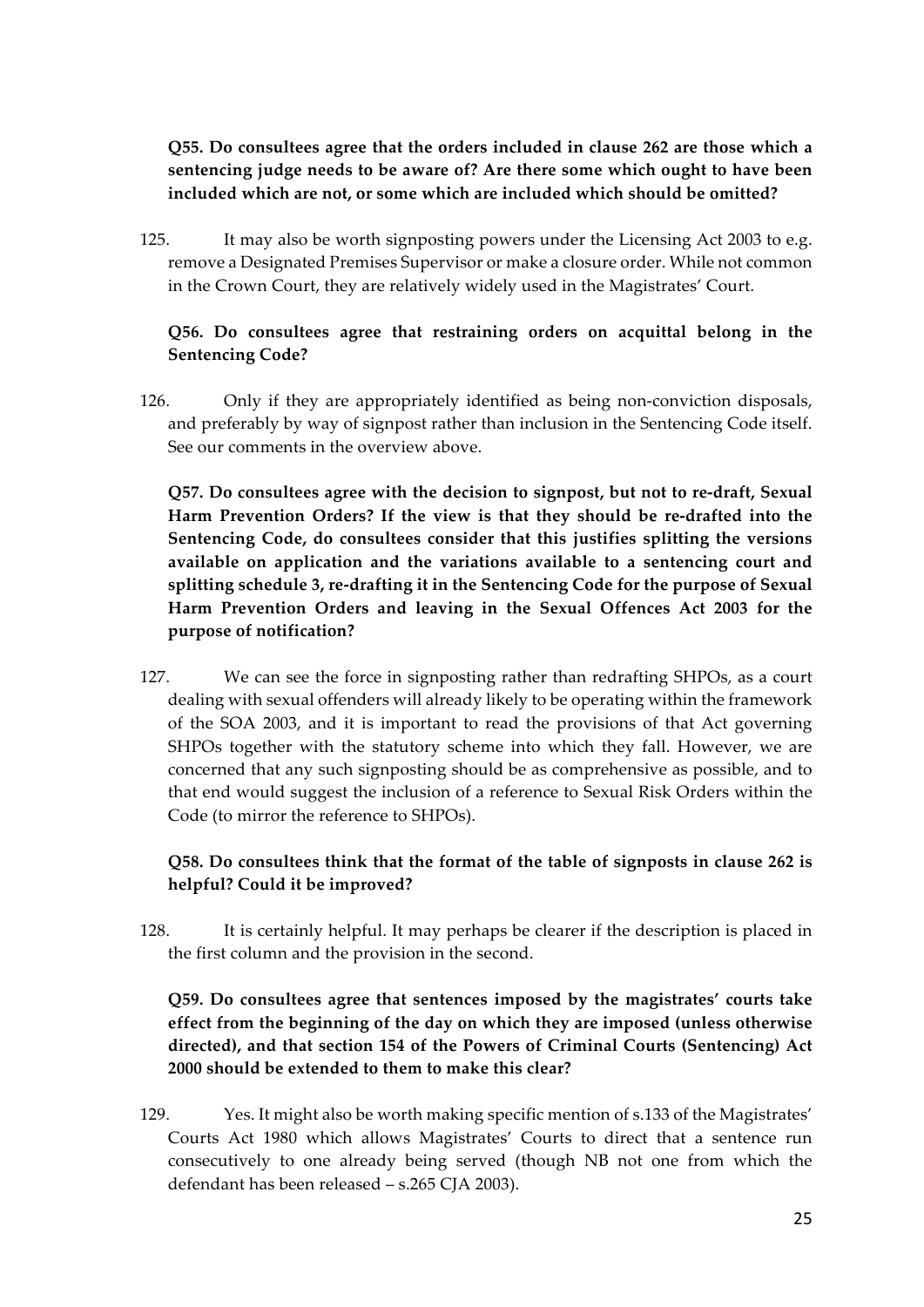**Q55. Do consultees agree that the orders included in clause 262 are those which a sentencing judge needs to be aware of? Are there some which ought to have been included which are not, or some which are included which should be omitted?**

125. It may also be worth signposting powers under the Licensing Act 2003 to e.g. remove a Designated Premises Supervisor or make a closure order. While not common in the Crown Court, they are relatively widely used in the Magistrates' Court.

**Q56. Do consultees agree that restraining orders on acquittal belong in the Sentencing Code?**

126. Only if they are appropriately identified as being non-conviction disposals, and preferably by way of signpost rather than inclusion in the Sentencing Code itself. See our comments in the overview above.

**Q57. Do consultees agree with the decision to signpost, but not to re-draft, Sexual Harm Prevention Orders? If the view is that they should be re-drafted into the Sentencing Code, do consultees consider that this justifies splitting the versions available on application and the variations available to a sentencing court and splitting schedule 3, re-drafting it in the Sentencing Code for the purpose of Sexual Harm Prevention Orders and leaving in the Sexual Offences Act 2003 for the purpose of notification?**

127. We can see the force in signposting rather than redrafting SHPOs, as a court dealing with sexual offenders will already likely to be operating within the framework of the SOA 2003, and it is important to read the provisions of that Act governing SHPOs together with the statutory scheme into which they fall. However, we are concerned that any such signposting should be as comprehensive as possible, and to that end would suggest the inclusion of a reference to Sexual Risk Orders within the Code (to mirror the reference to SHPOs).

**Q58. Do consultees think that the format of the table of signposts in clause 262 is helpful? Could it be improved?**

128. It is certainly helpful. It may perhaps be clearer if the description is placed in the first column and the provision in the second.

**Q59. Do consultees agree that sentences imposed by the magistrates' courts take effect from the beginning of the day on which they are imposed (unless otherwise directed), and that section 154 of the Powers of Criminal Courts (Sentencing) Act 2000 should be extended to them to make this clear?**

129. Yes. It might also be worth making specific mention of s.133 of the Magistrates' Courts Act 1980 which allows Magistrates' Courts to direct that a sentence run consecutively to one already being served (though NB not one from which the defendant has been released – s.265 CJA 2003).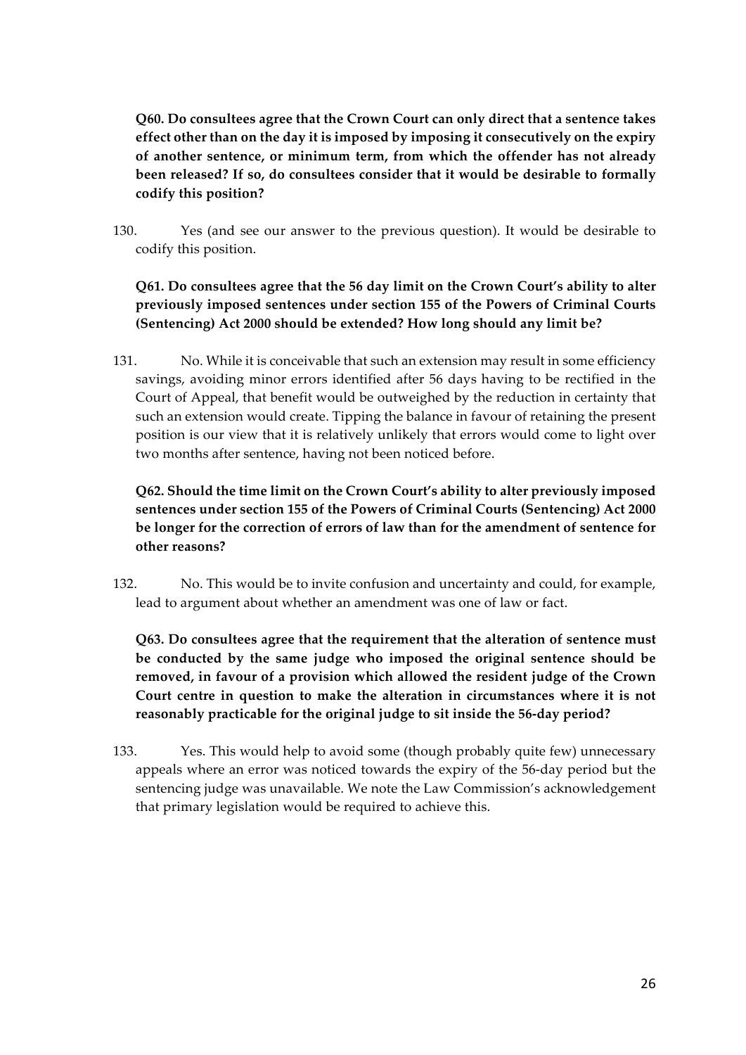**Q60. Do consultees agree that the Crown Court can only direct that a sentence takes effect other than on the day it is imposed by imposing it consecutively on the expiry of another sentence, or minimum term, from which the offender has not already been released? If so, do consultees consider that it would be desirable to formally codify this position?**

130. Yes (and see our answer to the previous question). It would be desirable to codify this position.

**Q61. Do consultees agree that the 56 day limit on the Crown Court's ability to alter previously imposed sentences under section 155 of the Powers of Criminal Courts (Sentencing) Act 2000 should be extended? How long should any limit be?**

131. No. While it is conceivable that such an extension may result in some efficiency savings, avoiding minor errors identified after 56 days having to be rectified in the Court of Appeal, that benefit would be outweighed by the reduction in certainty that such an extension would create. Tipping the balance in favour of retaining the present position is our view that it is relatively unlikely that errors would come to light over two months after sentence, having not been noticed before.

**Q62. Should the time limit on the Crown Court's ability to alter previously imposed sentences under section 155 of the Powers of Criminal Courts (Sentencing) Act 2000 be longer for the correction of errors of law than for the amendment of sentence for other reasons?**

132. No. This would be to invite confusion and uncertainty and could, for example, lead to argument about whether an amendment was one of law or fact.

**Q63. Do consultees agree that the requirement that the alteration of sentence must be conducted by the same judge who imposed the original sentence should be removed, in favour of a provision which allowed the resident judge of the Crown Court centre in question to make the alteration in circumstances where it is not reasonably practicable for the original judge to sit inside the 56-day period?**

133. Yes. This would help to avoid some (though probably quite few) unnecessary appeals where an error was noticed towards the expiry of the 56-day period but the sentencing judge was unavailable. We note the Law Commission's acknowledgement that primary legislation would be required to achieve this.